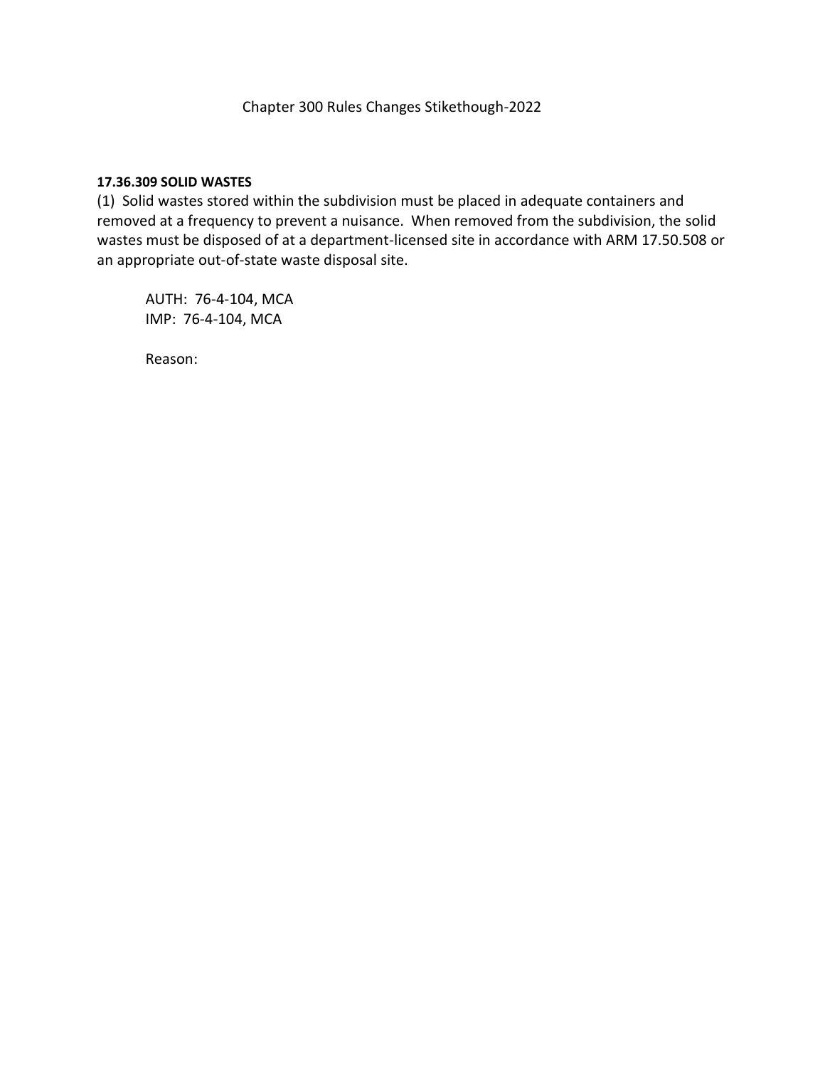Chapter 300 Rules Changes Stikethough-2022

**17.36.309 SOLID WASTES**

(1) Solid wastes stored within the subdivision must be placed in adequate containers and removed at a frequency to prevent a nuisance. When removed from the subdivision, the solid wastes must be disposed of at a department-licensed site in accordance with ARM 17.50.508 or an appropriate out-of-state waste disposal site.

AUTH: 76-4-104, MCA  
IMP: 76-4-104, MCA

Reason: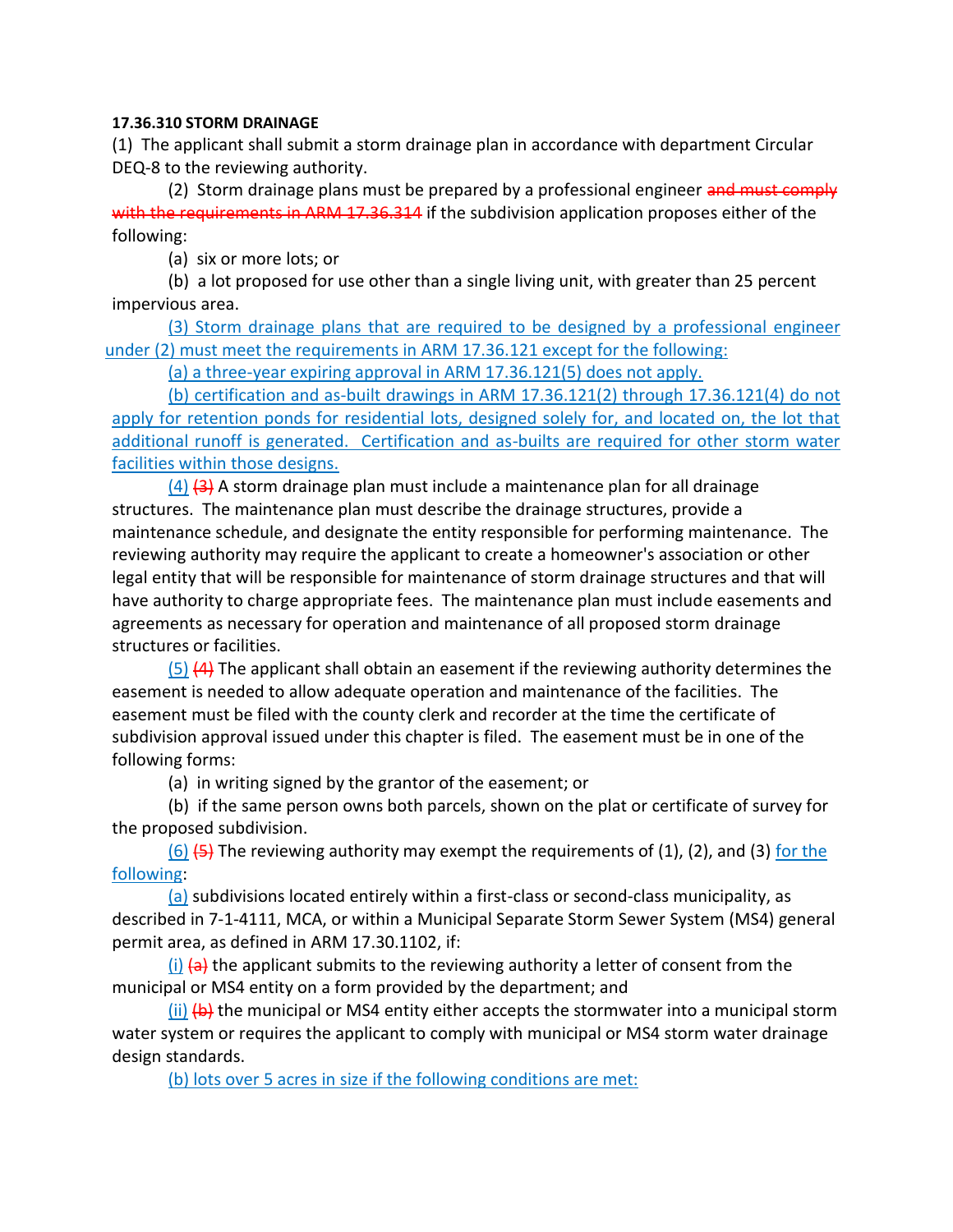**17.36.310 STORM DRAINAGE**

(1) The applicant shall submit a storm drainage plan in accordance with department Circular DEQ-8 to the reviewing authority.

(2) Storm drainage plans must be prepared by a professional engineer ~~and must comply with the requirements in ARM 17.36.314~~ if the subdivision application proposes either of the following:

(a) six or more lots; or

(b) a lot proposed for use other than a single living unit, with greater than 25 percent impervious area.

(3) Storm drainage plans that are required to be designed by a professional engineer under (2) must meet the requirements in ARM 17.36.121 except for the following:

(a) a three-year expiring approval in ARM 17.36.121(5) does not apply.

(b) certification and as-built drawings in ARM 17.36.121(2) through 17.36.121(4) do not apply for retention ponds for residential lots, designed solely for, and located on, the lot that additional runoff is generated. Certification and as-builts are required for other storm water facilities within those designs.

(4) ~~(3)~~ A storm drainage plan must include a maintenance plan for all drainage structures. The maintenance plan must describe the drainage structures, provide a maintenance schedule, and designate the entity responsible for performing maintenance. The reviewing authority may require the applicant to create a homeowner's association or other legal entity that will be responsible for maintenance of storm drainage structures and that will have authority to charge appropriate fees. The maintenance plan must include easements and agreements as necessary for operation and maintenance of all proposed storm drainage structures or facilities.

(5) ~~(4)~~ The applicant shall obtain an easement if the reviewing authority determines the easement is needed to allow adequate operation and maintenance of the facilities. The easement must be filed with the county clerk and recorder at the time the certificate of subdivision approval issued under this chapter is filed. The easement must be in one of the following forms:

(a) in writing signed by the grantor of the easement; or

(b) if the same person owns both parcels, shown on the plat or certificate of survey for the proposed subdivision.

(6) ~~(5)~~ The reviewing authority may exempt the requirements of (1), (2), and (3) for the following:

(a) subdivisions located entirely within a first-class or second-class municipality, as described in 7-1-4111, MCA, or within a Municipal Separate Storm Sewer System (MS4) general permit area, as defined in ARM 17.30.1102, if:

(i) ~~(a)~~ the applicant submits to the reviewing authority a letter of consent from the municipal or MS4 entity on a form provided by the department; and

(ii) ~~(b)~~ the municipal or MS4 entity either accepts the stormwater into a municipal storm water system or requires the applicant to comply with municipal or MS4 storm water drainage design standards.

(b) lots over 5 acres in size if the following conditions are met: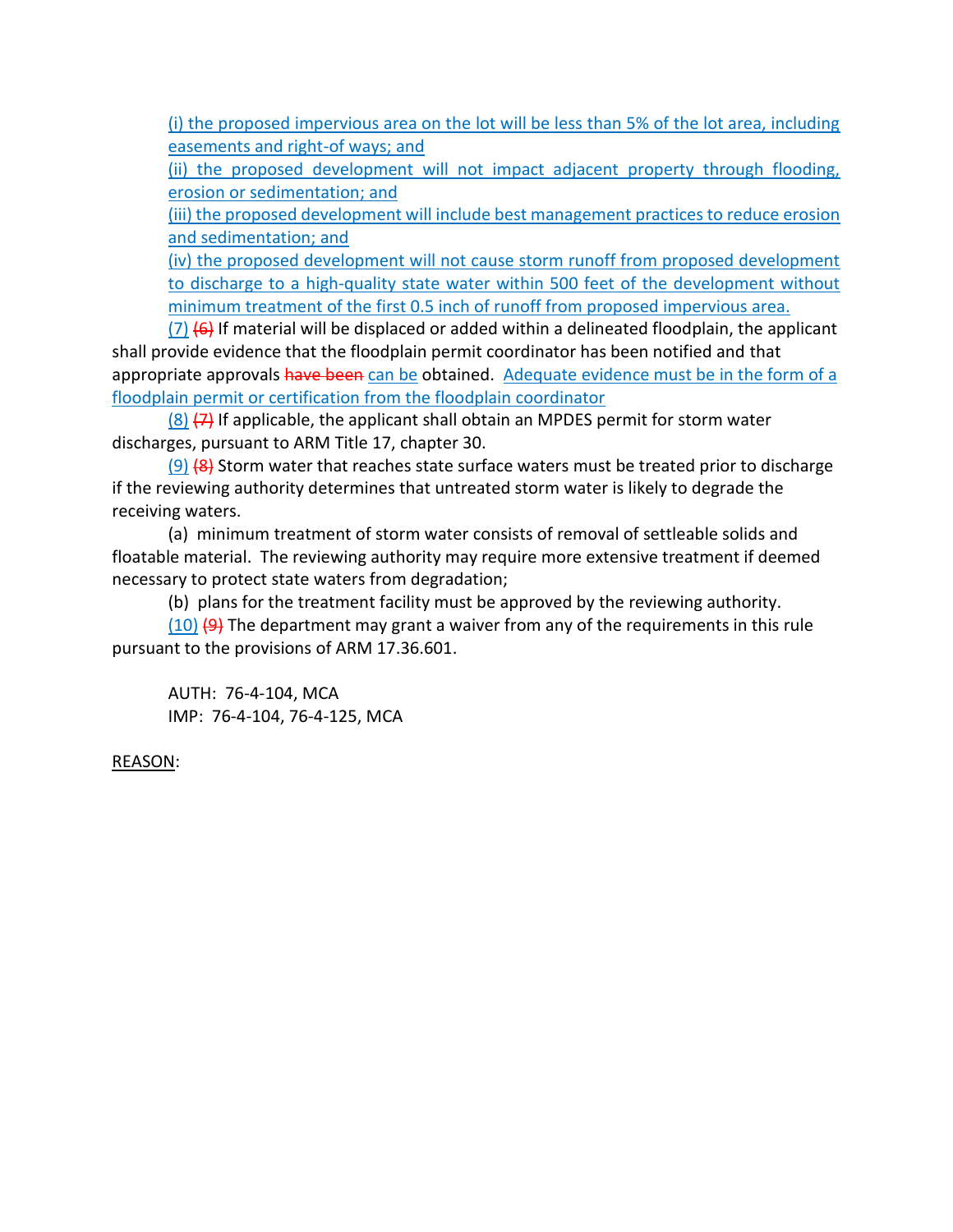(i) the proposed impervious area on the lot will be less than 5% of the lot area, including easements and right-of ways; and

(ii) the proposed development will not impact adjacent property through flooding, erosion or sedimentation; and

(iii) the proposed development will include best management practices to reduce erosion and sedimentation; and

(iv) the proposed development will not cause storm runoff from proposed development to discharge to a high-quality state water within 500 feet of the development without minimum treatment of the first 0.5 inch of runoff from proposed impervious area.

(7) ~~(6)~~ If material will be displaced or added within a delineated floodplain, the applicant shall provide evidence that the floodplain permit coordinator has been notified and that appropriate approvals ~~have been~~ can be obtained. Adequate evidence must be in the form of a floodplain permit or certification from the floodplain coordinator

(8) ~~(7)~~ If applicable, the applicant shall obtain an MPDES permit for storm water discharges, pursuant to ARM Title 17, chapter 30.

(9) ~~(8)~~ Storm water that reaches state surface waters must be treated prior to discharge if the reviewing authority determines that untreated storm water is likely to degrade the receiving waters.

(a) minimum treatment of storm water consists of removal of settleable solids and floatable material. The reviewing authority may require more extensive treatment if deemed necessary to protect state waters from degradation;

(b) plans for the treatment facility must be approved by the reviewing authority.

(10) ~~(9)~~ The department may grant a waiver from any of the requirements in this rule pursuant to the provisions of ARM 17.36.601.

AUTH: 76-4-104, MCA
IMP: 76-4-104, 76-4-125, MCA

REASON: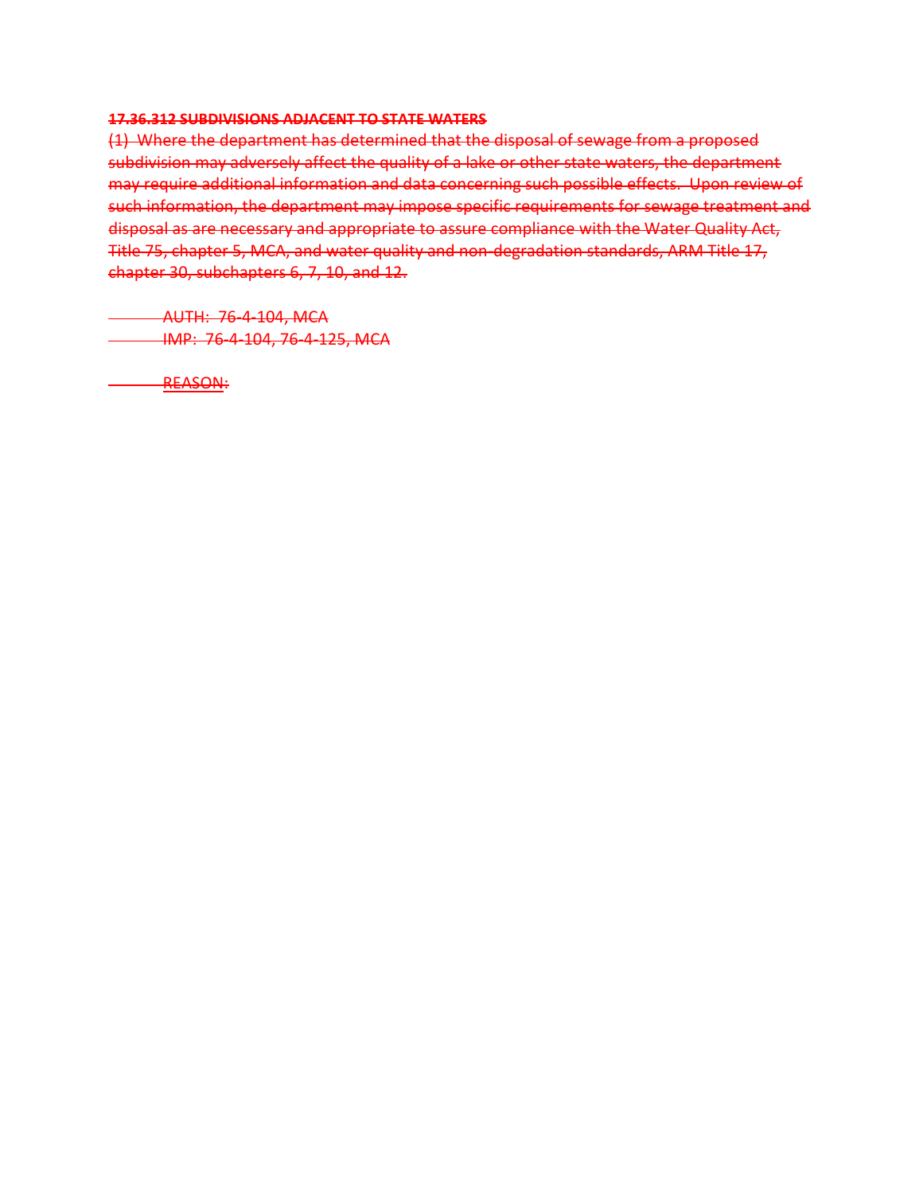~~**17.36.312 SUBDIVISIONS ADJACENT TO STATE WATERS**~~

~~(1) Where the department has determined that the disposal of sewage from a proposed subdivision may adversely affect the quality of a lake or other state waters, the department may require additional information and data concerning such possible effects. Upon review of such information, the department may impose specific requirements for sewage treatment and disposal as are necessary and appropriate to assure compliance with the Water Quality Act, Title 75, chapter 5, MCA, and water quality and non-degradation standards, ARM Title 17, chapter 30, subchapters 6, 7, 10, and 12.~~

~~AUTH: 76-4-104, MCA~~
~~IMP: 76-4-104, 76-4-125, MCA~~

~~REASON:~~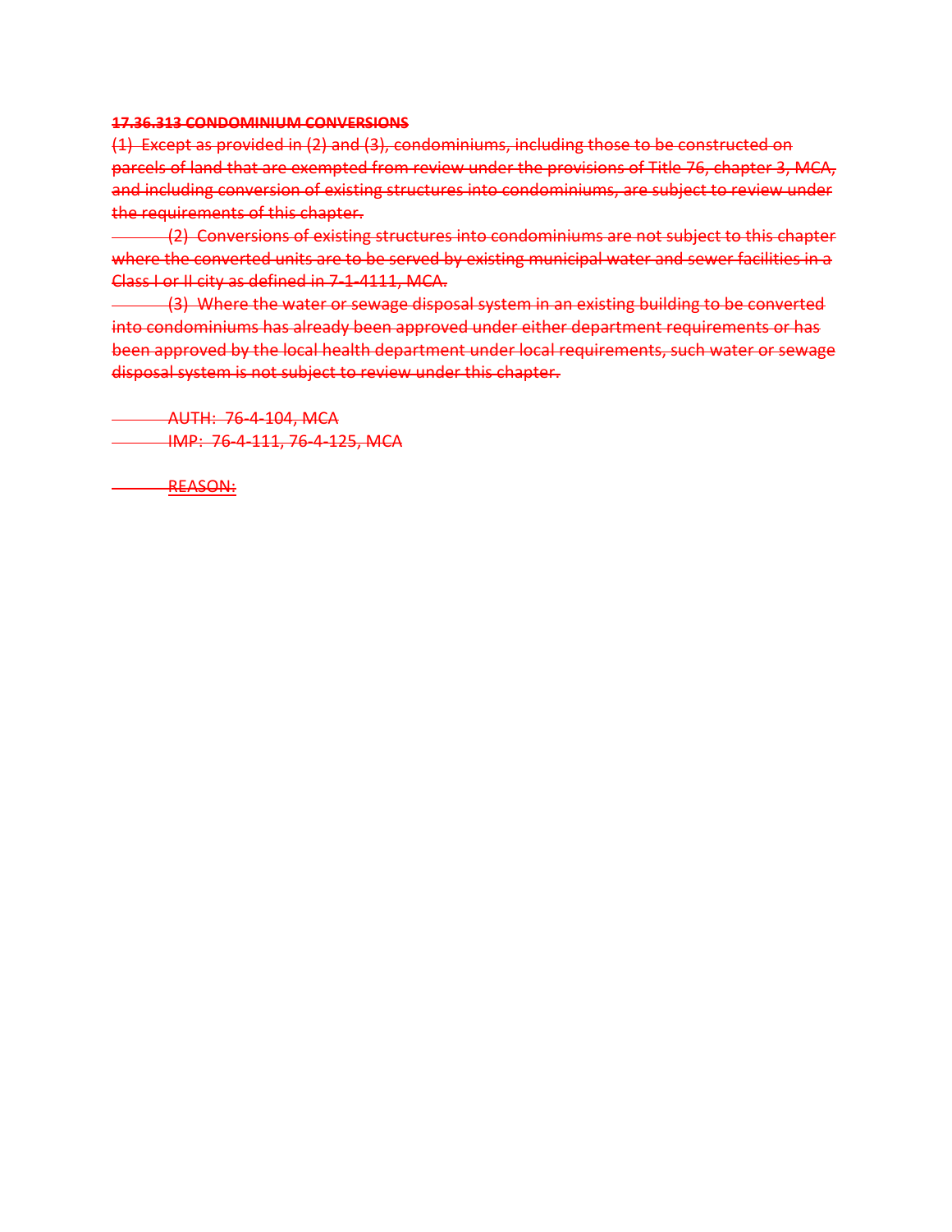~~**17.36.313 CONDOMINIUM CONVERSIONS**~~

~~(1) Except as provided in (2) and (3), condominiums, including those to be constructed on parcels of land that are exempted from review under the provisions of Title 76, chapter 3, MCA, and including conversion of existing structures into condominiums, are subject to review under the requirements of this chapter.~~

~~(2) Conversions of existing structures into condominiums are not subject to this chapter where the converted units are to be served by existing municipal water and sewer facilities in a Class I or II city as defined in 7-1-4111, MCA.~~

~~(3) Where the water or sewage disposal system in an existing building to be converted into condominiums has already been approved under either department requirements or has been approved by the local health department under local requirements, such water or sewage disposal system is not subject to review under this chapter.~~

~~AUTH: 76-4-104, MCA~~
~~IMP: 76-4-111, 76-4-125, MCA~~

~~REASON:~~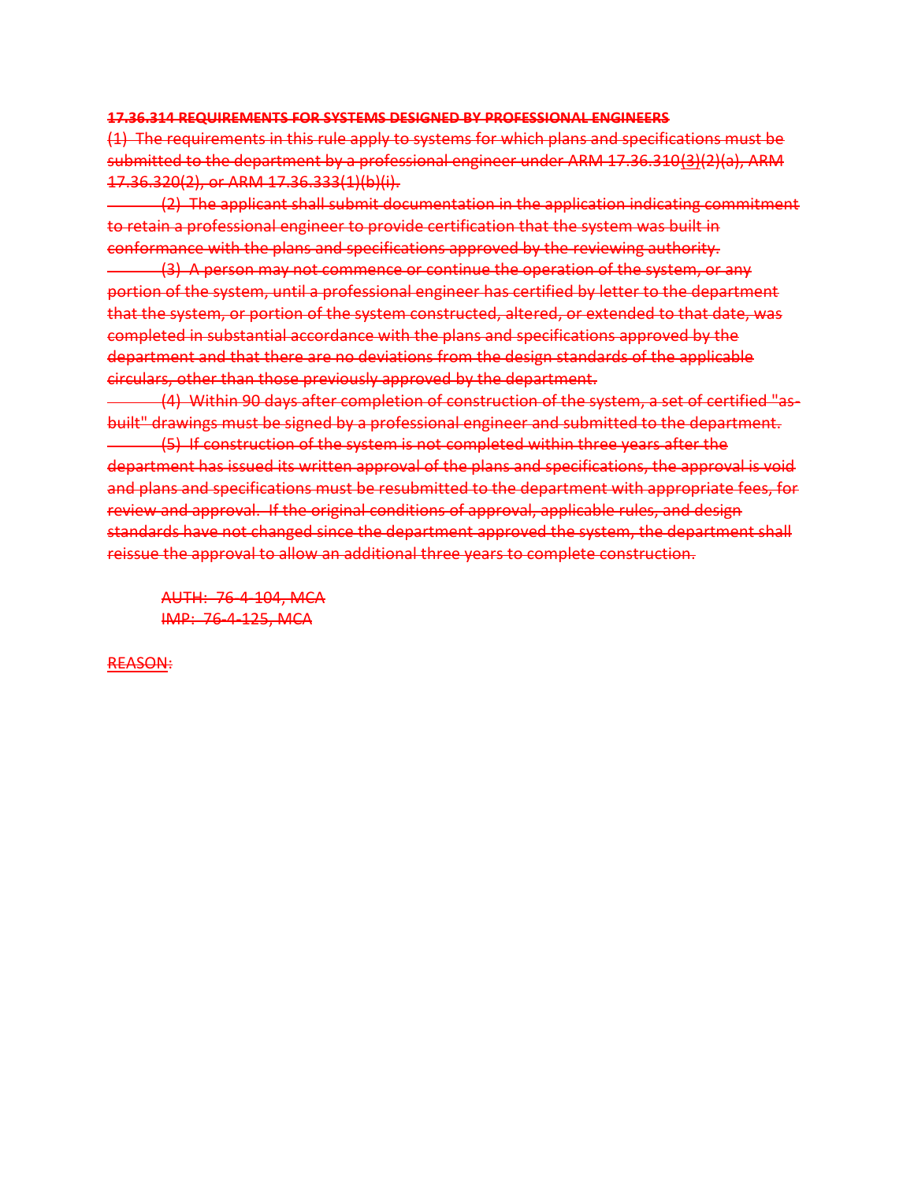~~**17.36.314 REQUIREMENTS FOR SYSTEMS DESIGNED BY PROFESSIONAL ENGINEERS**~~

~~(1) The requirements in this rule apply to systems for which plans and specifications must be submitted to the department by a professional engineer under ARM 17.36.310(3)(2)(a), ARM 17.36.320(2), or ARM 17.36.333(1)(b)(i).~~

~~(2) The applicant shall submit documentation in the application indicating commitment to retain a professional engineer to provide certification that the system was built in conformance with the plans and specifications approved by the reviewing authority.~~

~~(3) A person may not commence or continue the operation of the system, or any portion of the system, until a professional engineer has certified by letter to the department that the system, or portion of the system constructed, altered, or extended to that date, was completed in substantial accordance with the plans and specifications approved by the department and that there are no deviations from the design standards of the applicable circulars, other than those previously approved by the department.~~

~~(4) Within 90 days after completion of construction of the system, a set of certified "as-built" drawings must be signed by a professional engineer and submitted to the department.~~

~~(5) If construction of the system is not completed within three years after the department has issued its written approval of the plans and specifications, the approval is void and plans and specifications must be resubmitted to the department with appropriate fees, for review and approval. If the original conditions of approval, applicable rules, and design standards have not changed since the department approved the system, the department shall reissue the approval to allow an additional three years to complete construction.~~

~~AUTH: 76-4-104, MCA~~
~~IMP: 76-4-125, MCA~~

REASON: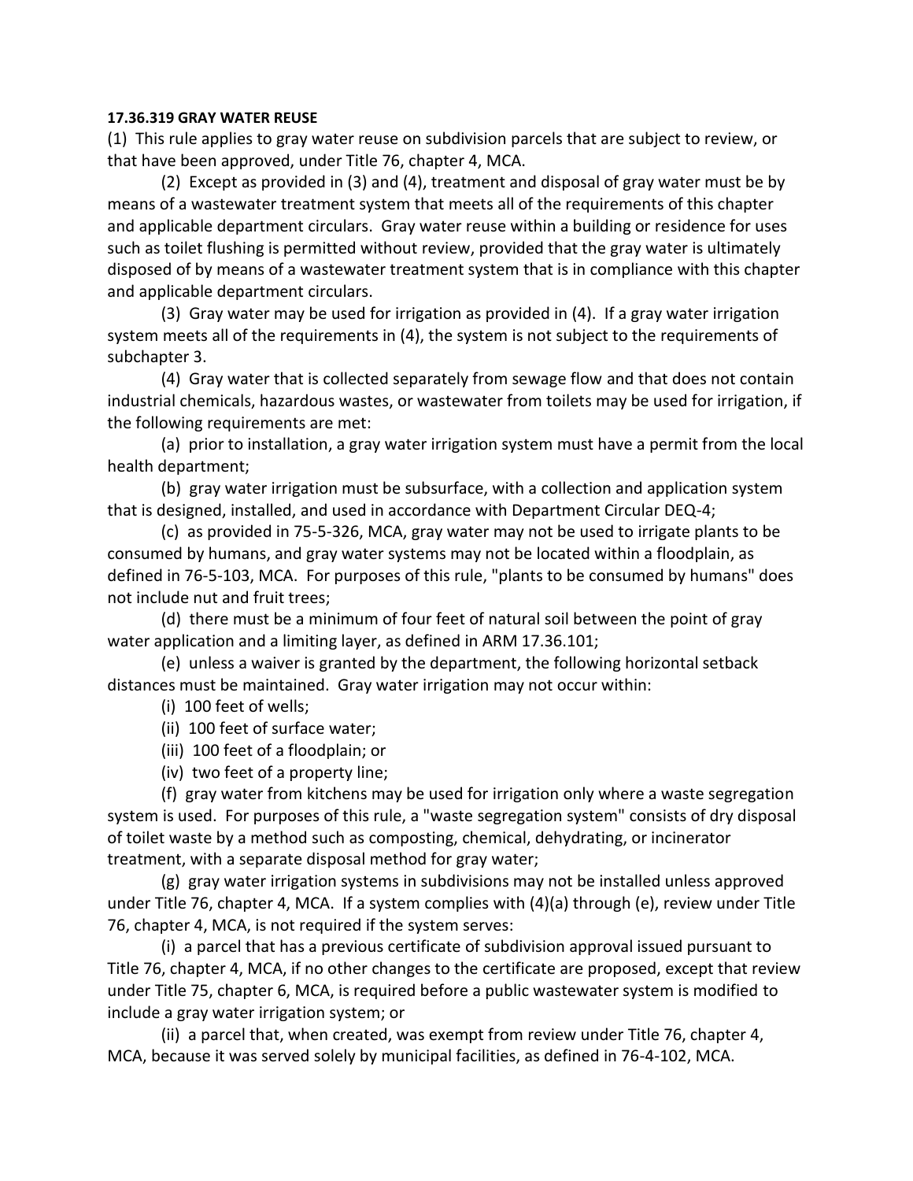**17.36.319 GRAY WATER REUSE**

(1) This rule applies to gray water reuse on subdivision parcels that are subject to review, or that have been approved, under Title 76, chapter 4, MCA.

(2) Except as provided in (3) and (4), treatment and disposal of gray water must be by means of a wastewater treatment system that meets all of the requirements of this chapter and applicable department circulars. Gray water reuse within a building or residence for uses such as toilet flushing is permitted without review, provided that the gray water is ultimately disposed of by means of a wastewater treatment system that is in compliance with this chapter and applicable department circulars.

(3) Gray water may be used for irrigation as provided in (4). If a gray water irrigation system meets all of the requirements in (4), the system is not subject to the requirements of subchapter 3.

(4) Gray water that is collected separately from sewage flow and that does not contain industrial chemicals, hazardous wastes, or wastewater from toilets may be used for irrigation, if the following requirements are met:

(a) prior to installation, a gray water irrigation system must have a permit from the local health department;

(b) gray water irrigation must be subsurface, with a collection and application system that is designed, installed, and used in accordance with Department Circular DEQ-4;

(c) as provided in 75-5-326, MCA, gray water may not be used to irrigate plants to be consumed by humans, and gray water systems may not be located within a floodplain, as defined in 76-5-103, MCA. For purposes of this rule, "plants to be consumed by humans" does not include nut and fruit trees;

(d) there must be a minimum of four feet of natural soil between the point of gray water application and a limiting layer, as defined in ARM 17.36.101;

(e) unless a waiver is granted by the department, the following horizontal setback distances must be maintained. Gray water irrigation may not occur within:

(i) 100 feet of wells;

(ii) 100 feet of surface water;

(iii) 100 feet of a floodplain; or

(iv) two feet of a property line;

(f) gray water from kitchens may be used for irrigation only where a waste segregation system is used. For purposes of this rule, a "waste segregation system" consists of dry disposal of toilet waste by a method such as composting, chemical, dehydrating, or incinerator treatment, with a separate disposal method for gray water;

(g) gray water irrigation systems in subdivisions may not be installed unless approved under Title 76, chapter 4, MCA. If a system complies with (4)(a) through (e), review under Title 76, chapter 4, MCA, is not required if the system serves:

(i) a parcel that has a previous certificate of subdivision approval issued pursuant to Title 76, chapter 4, MCA, if no other changes to the certificate are proposed, except that review under Title 75, chapter 6, MCA, is required before a public wastewater system is modified to include a gray water irrigation system; or

(ii) a parcel that, when created, was exempt from review under Title 76, chapter 4, MCA, because it was served solely by municipal facilities, as defined in 76-4-102, MCA.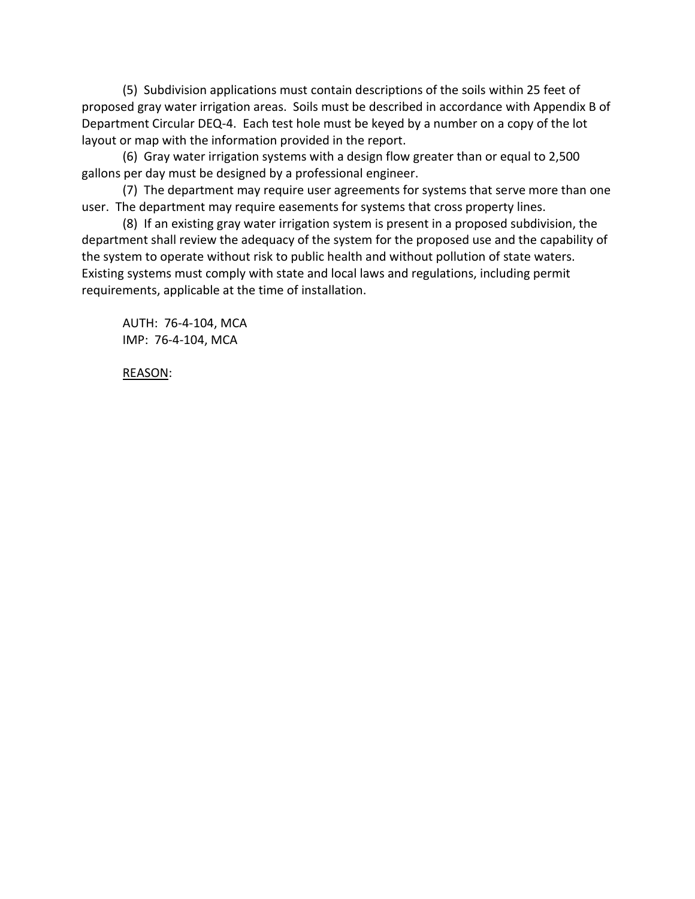(5) Subdivision applications must contain descriptions of the soils within 25 feet of proposed gray water irrigation areas. Soils must be described in accordance with Appendix B of Department Circular DEQ-4. Each test hole must be keyed by a number on a copy of the lot layout or map with the information provided in the report.

(6) Gray water irrigation systems with a design flow greater than or equal to 2,500 gallons per day must be designed by a professional engineer.

(7) The department may require user agreements for systems that serve more than one user. The department may require easements for systems that cross property lines.

(8) If an existing gray water irrigation system is present in a proposed subdivision, the department shall review the adequacy of the system for the proposed use and the capability of the system to operate without risk to public health and without pollution of state waters. Existing systems must comply with state and local laws and regulations, including permit requirements, applicable at the time of installation.

AUTH: 76-4-104, MCA
IMP: 76-4-104, MCA

REASON: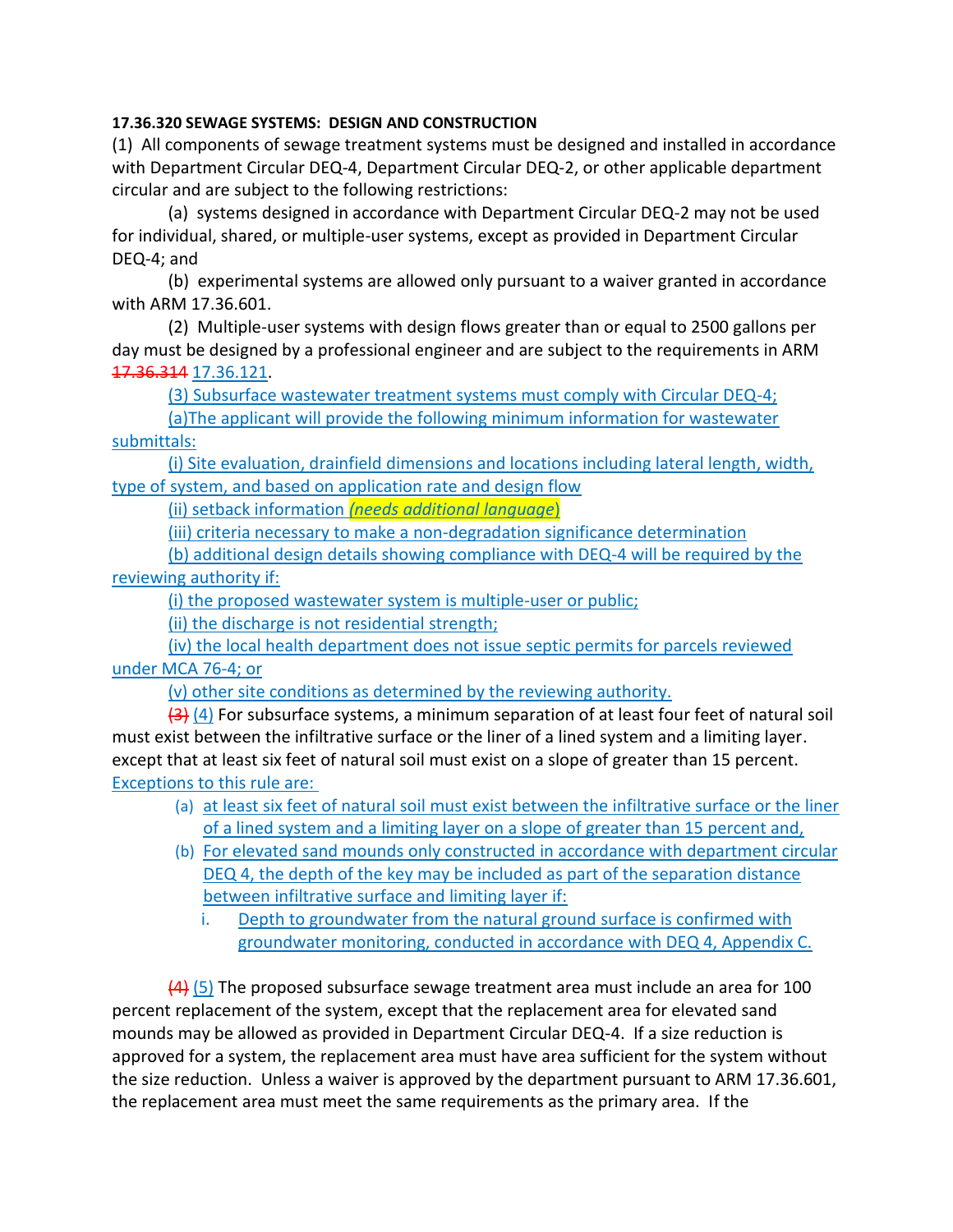**17.36.320 SEWAGE SYSTEMS: DESIGN AND CONSTRUCTION**

(1) All components of sewage treatment systems must be designed and installed in accordance with Department Circular DEQ-4, Department Circular DEQ-2, or other applicable department circular and are subject to the following restrictions:

(a) systems designed in accordance with Department Circular DEQ-2 may not be used for individual, shared, or multiple-user systems, except as provided in Department Circular DEQ-4; and

(b) experimental systems are allowed only pursuant to a waiver granted in accordance with ARM 17.36.601.

(2) Multiple-user systems with design flows greater than or equal to 2500 gallons per day must be designed by a professional engineer and are subject to the requirements in ARM ~~17.36.314~~ 17.36.121.

(3) Subsurface wastewater treatment systems must comply with Circular DEQ-4;

(a)The applicant will provide the following minimum information for wastewater submittals:

(i) Site evaluation, drainfield dimensions and locations including lateral length, width, type of system, and based on application rate and design flow

(ii) setback information *(needs additional language)*

(iii) criteria necessary to make a non-degradation significance determination

(b) additional design details showing compliance with DEQ-4 will be required by the reviewing authority if:

(i) the proposed wastewater system is multiple-user or public;

(ii) the discharge is not residential strength;

(iv) the local health department does not issue septic permits for parcels reviewed under MCA 76-4; or

(v) other site conditions as determined by the reviewing authority.

~~(3)~~ (4) For subsurface systems, a minimum separation of at least four feet of natural soil must exist between the infiltrative surface or the liner of a lined system and a limiting layer. except that at least six feet of natural soil must exist on a slope of greater than 15 percent. Exceptions to this rule are:

(a) at least six feet of natural soil must exist between the infiltrative surface or the liner of a lined system and a limiting layer on a slope of greater than 15 percent and,

(b) For elevated sand mounds only constructed in accordance with department circular DEQ 4, the depth of the key may be included as part of the separation distance between infiltrative surface and limiting layer if:

   i. Depth to groundwater from the natural ground surface is confirmed with groundwater monitoring, conducted in accordance with DEQ 4, Appendix C.

~~(4)~~ (5) The proposed subsurface sewage treatment area must include an area for 100 percent replacement of the system, except that the replacement area for elevated sand mounds may be allowed as provided in Department Circular DEQ-4. If a size reduction is approved for a system, the replacement area must have area sufficient for the system without the size reduction. Unless a waiver is approved by the department pursuant to ARM 17.36.601, the replacement area must meet the same requirements as the primary area. If the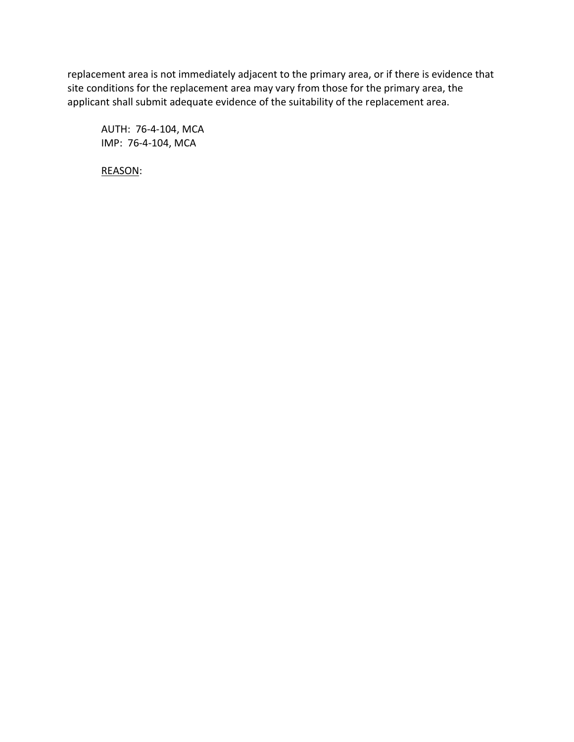replacement area is not immediately adjacent to the primary area, or if there is evidence that site conditions for the replacement area may vary from those for the primary area, the applicant shall submit adequate evidence of the suitability of the replacement area.

AUTH: 76-4-104, MCA
IMP: 76-4-104, MCA

REASON: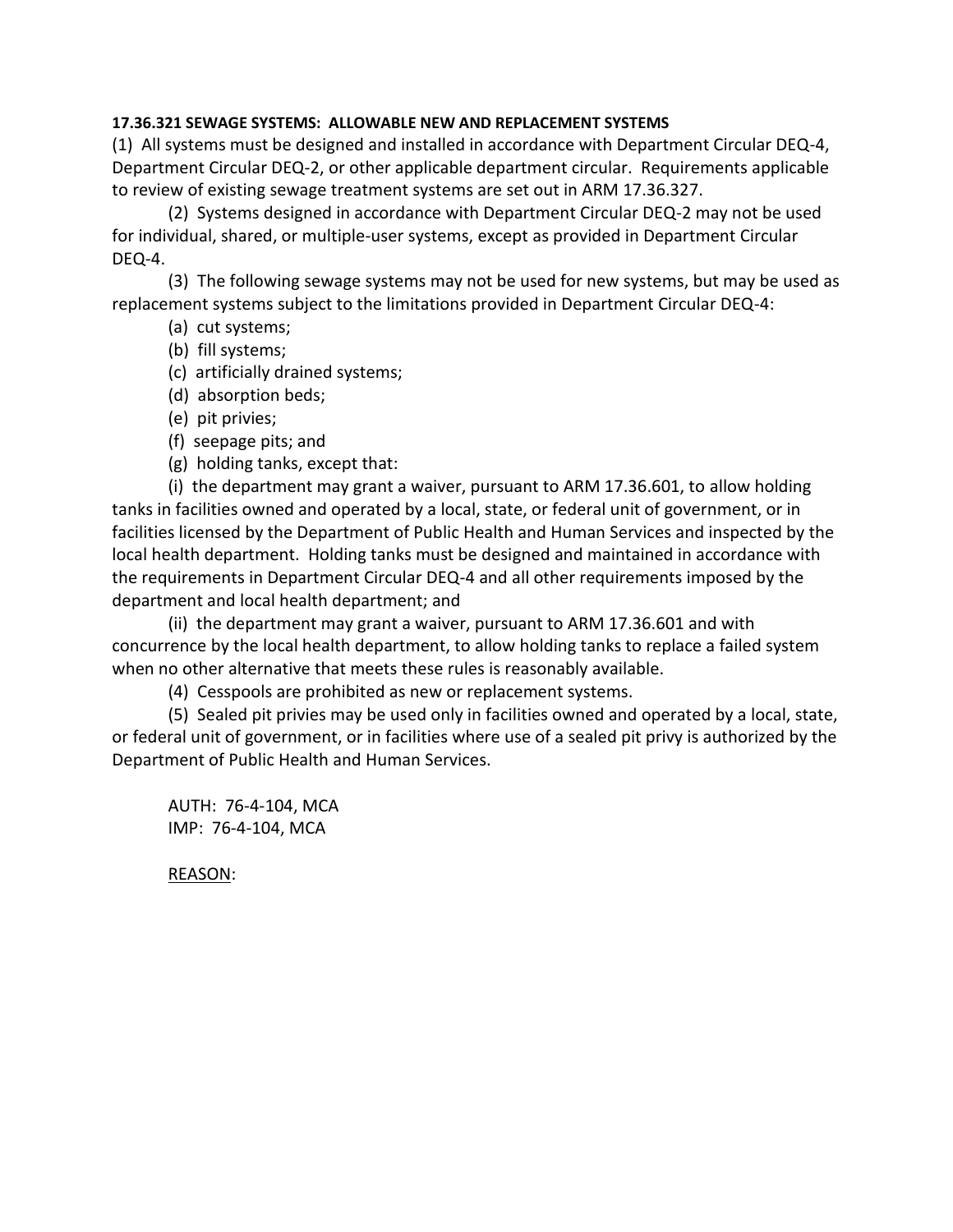**17.36.321 SEWAGE SYSTEMS: ALLOWABLE NEW AND REPLACEMENT SYSTEMS**

(1) All systems must be designed and installed in accordance with Department Circular DEQ-4, Department Circular DEQ-2, or other applicable department circular. Requirements applicable to review of existing sewage treatment systems are set out in ARM 17.36.327.

(2) Systems designed in accordance with Department Circular DEQ-2 may not be used for individual, shared, or multiple-user systems, except as provided in Department Circular DEQ-4.

(3) The following sewage systems may not be used for new systems, but may be used as replacement systems subject to the limitations provided in Department Circular DEQ-4:

(a) cut systems;

(b) fill systems;

(c) artificially drained systems;

(d) absorption beds;

(e) pit privies;

(f) seepage pits; and

(g) holding tanks, except that:

(i) the department may grant a waiver, pursuant to ARM 17.36.601, to allow holding tanks in facilities owned and operated by a local, state, or federal unit of government, or in facilities licensed by the Department of Public Health and Human Services and inspected by the local health department. Holding tanks must be designed and maintained in accordance with the requirements in Department Circular DEQ-4 and all other requirements imposed by the department and local health department; and

(ii) the department may grant a waiver, pursuant to ARM 17.36.601 and with concurrence by the local health department, to allow holding tanks to replace a failed system when no other alternative that meets these rules is reasonably available.

(4) Cesspools are prohibited as new or replacement systems.

(5) Sealed pit privies may be used only in facilities owned and operated by a local, state, or federal unit of government, or in facilities where use of a sealed pit privy is authorized by the Department of Public Health and Human Services.

AUTH: 76-4-104, MCA
IMP: 76-4-104, MCA

REASON: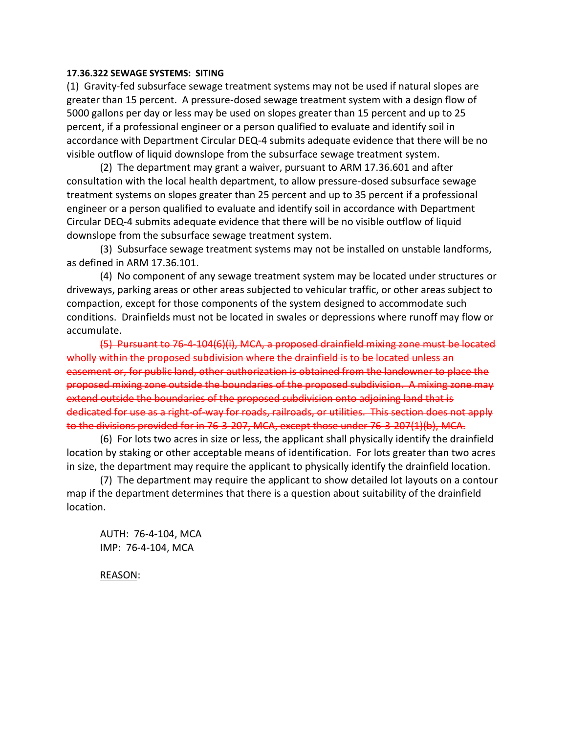**17.36.322 SEWAGE SYSTEMS: SITING**

(1) Gravity-fed subsurface sewage treatment systems may not be used if natural slopes are greater than 15 percent. A pressure-dosed sewage treatment system with a design flow of 5000 gallons per day or less may be used on slopes greater than 15 percent and up to 25 percent, if a professional engineer or a person qualified to evaluate and identify soil in accordance with Department Circular DEQ-4 submits adequate evidence that there will be no visible outflow of liquid downslope from the subsurface sewage treatment system.

(2) The department may grant a waiver, pursuant to ARM 17.36.601 and after consultation with the local health department, to allow pressure-dosed subsurface sewage treatment systems on slopes greater than 25 percent and up to 35 percent if a professional engineer or a person qualified to evaluate and identify soil in accordance with Department Circular DEQ-4 submits adequate evidence that there will be no visible outflow of liquid downslope from the subsurface sewage treatment system.

(3) Subsurface sewage treatment systems may not be installed on unstable landforms, as defined in ARM 17.36.101.

(4) No component of any sewage treatment system may be located under structures or driveways, parking areas or other areas subjected to vehicular traffic, or other areas subject to compaction, except for those components of the system designed to accommodate such conditions. Drainfields must not be located in swales or depressions where runoff may flow or accumulate.

~~(5) Pursuant to 76-4-104(6)(i), MCA, a proposed drainfield mixing zone must be located wholly within the proposed subdivision where the drainfield is to be located unless an easement or, for public land, other authorization is obtained from the landowner to place the proposed mixing zone outside the boundaries of the proposed subdivision. A mixing zone may extend outside the boundaries of the proposed subdivision onto adjoining land that is dedicated for use as a right-of-way for roads, railroads, or utilities. This section does not apply to the divisions provided for in 76-3-207, MCA, except those under 76-3-207(1)(b), MCA.~~

(6) For lots two acres in size or less, the applicant shall physically identify the drainfield location by staking or other acceptable means of identification. For lots greater than two acres in size, the department may require the applicant to physically identify the drainfield location.

(7) The department may require the applicant to show detailed lot layouts on a contour map if the department determines that there is a question about suitability of the drainfield location.

AUTH: 76-4-104, MCA
IMP: 76-4-104, MCA

<u>REASON</u>: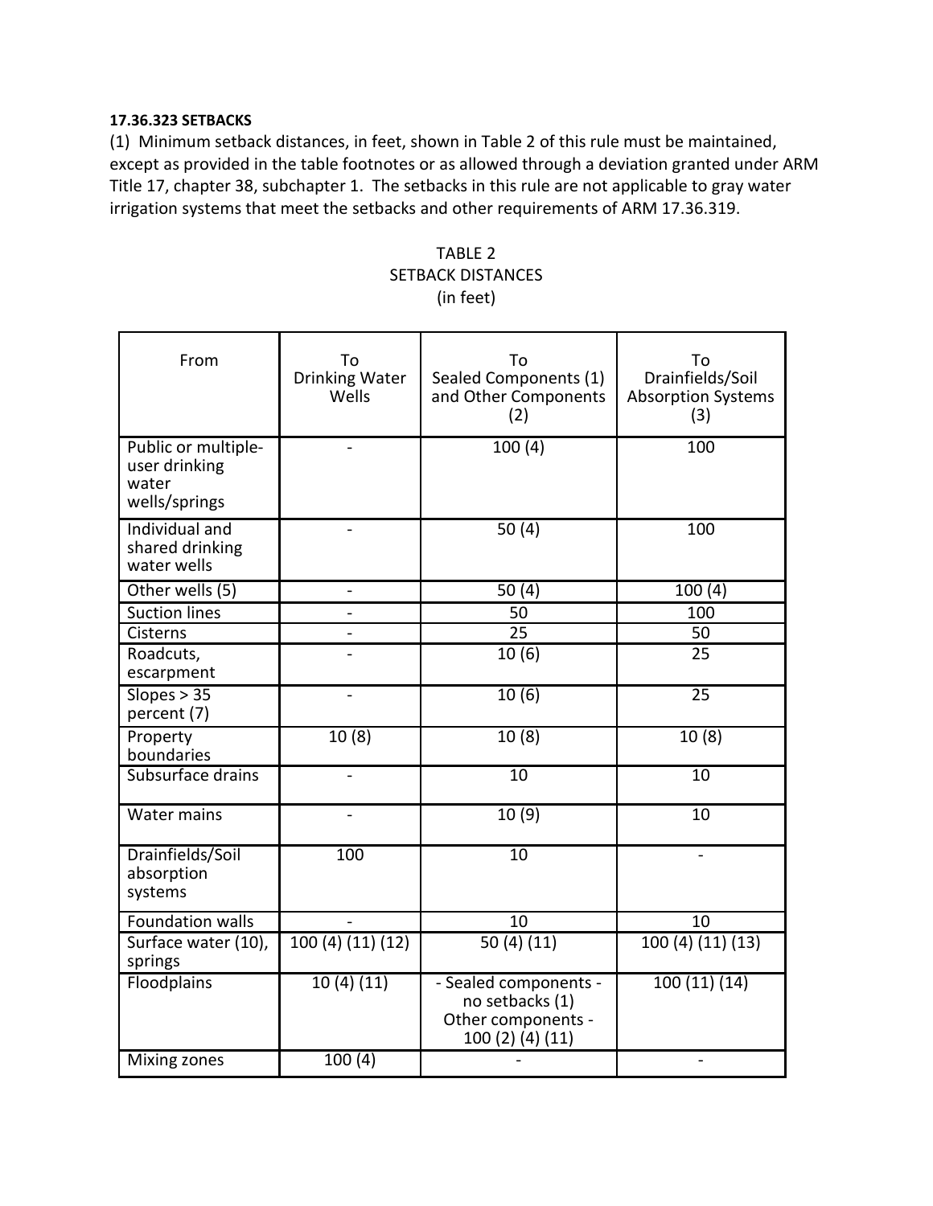**17.36.323 SETBACKS**

(1) Minimum setback distances, in feet, shown in Table 2 of this rule must be maintained, except as provided in the table footnotes or as allowed through a deviation granted under ARM Title 17, chapter 38, subchapter 1. The setbacks in this rule are not applicable to gray water irrigation systems that meet the setbacks and other requirements of ARM 17.36.319.

TABLE 2
SETBACK DISTANCES
(in feet)

| From | To Drinking Water Wells | To Sealed Components (1) and Other Components (2) | To Drainfields/Soil Absorption Systems (3) |
|---|---|---|---|
| Public or multiple-user drinking water wells/springs | - | 100 (4) | 100 |
| Individual and shared drinking water wells | - | 50 (4) | 100 |
| Other wells (5) | - | 50 (4) | 100 (4) |
| Suction lines | - | 50 | 100 |
| Cisterns | - | 25 | 50 |
| Roadcuts, escarpment | - | 10 (6) | 25 |
| Slopes > 35 percent (7) | - | 10 (6) | 25 |
| Property boundaries | 10 (8) | 10 (8) | 10 (8) |
| Subsurface drains | - | 10 | 10 |
| Water mains | - | 10 (9) | 10 |
| Drainfields/Soil absorption systems | 100 | 10 | - |
| Foundation walls | - | 10 | 10 |
| Surface water (10), springs | 100 (4) (11) (12) | 50 (4) (11) | 100 (4) (11) (13) |
| Floodplains | 10 (4) (11) | - Sealed components - no setbacks (1) Other components - 100 (2) (4) (11) | 100 (11) (14) |
| Mixing zones | 100 (4) | - | - |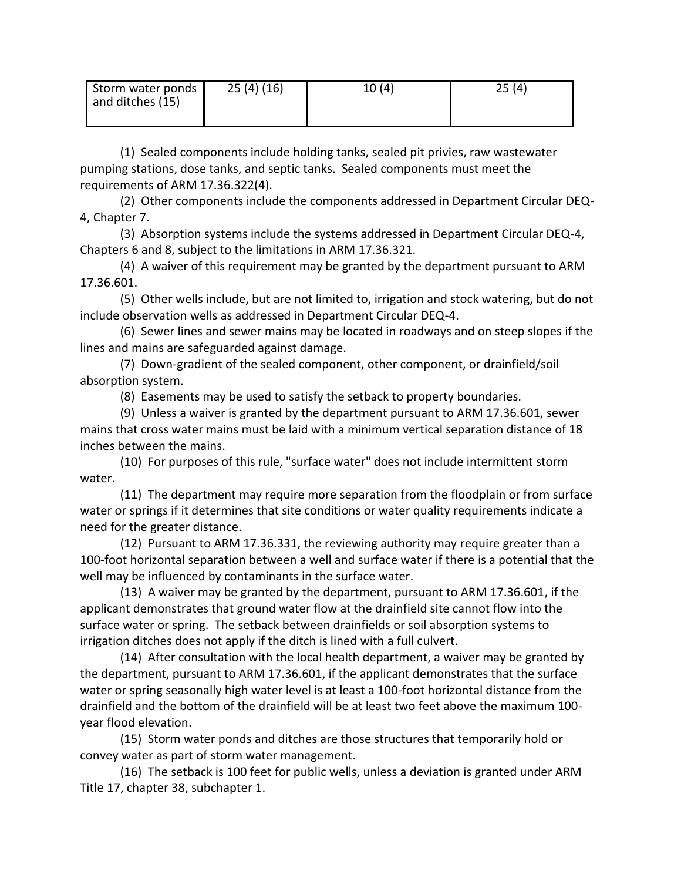| Storm water ponds and ditches (15) | 25 (4) (16) | 10 (4) | 25 (4) |
| --- | --- | --- | --- |

(1) Sealed components include holding tanks, sealed pit privies, raw wastewater pumping stations, dose tanks, and septic tanks. Sealed components must meet the requirements of ARM 17.36.322(4).

(2) Other components include the components addressed in Department Circular DEQ-4, Chapter 7.

(3) Absorption systems include the systems addressed in Department Circular DEQ-4, Chapters 6 and 8, subject to the limitations in ARM 17.36.321.

(4) A waiver of this requirement may be granted by the department pursuant to ARM 17.36.601.

(5) Other wells include, but are not limited to, irrigation and stock watering, but do not include observation wells as addressed in Department Circular DEQ-4.

(6) Sewer lines and sewer mains may be located in roadways and on steep slopes if the lines and mains are safeguarded against damage.

(7) Down-gradient of the sealed component, other component, or drainfield/soil absorption system.

(8) Easements may be used to satisfy the setback to property boundaries.

(9) Unless a waiver is granted by the department pursuant to ARM 17.36.601, sewer mains that cross water mains must be laid with a minimum vertical separation distance of 18 inches between the mains.

(10) For purposes of this rule, "surface water" does not include intermittent storm water.

(11) The department may require more separation from the floodplain or from surface water or springs if it determines that site conditions or water quality requirements indicate a need for the greater distance.

(12) Pursuant to ARM 17.36.331, the reviewing authority may require greater than a 100-foot horizontal separation between a well and surface water if there is a potential that the well may be influenced by contaminants in the surface water.

(13) A waiver may be granted by the department, pursuant to ARM 17.36.601, if the applicant demonstrates that ground water flow at the drainfield site cannot flow into the surface water or spring. The setback between drainfields or soil absorption systems to irrigation ditches does not apply if the ditch is lined with a full culvert.

(14) After consultation with the local health department, a waiver may be granted by the department, pursuant to ARM 17.36.601, if the applicant demonstrates that the surface water or spring seasonally high water level is at least a 100-foot horizontal distance from the drainfield and the bottom of the drainfield will be at least two feet above the maximum 100-year flood elevation.

(15) Storm water ponds and ditches are those structures that temporarily hold or convey water as part of storm water management.

(16) The setback is 100 feet for public wells, unless a deviation is granted under ARM Title 17, chapter 38, subchapter 1.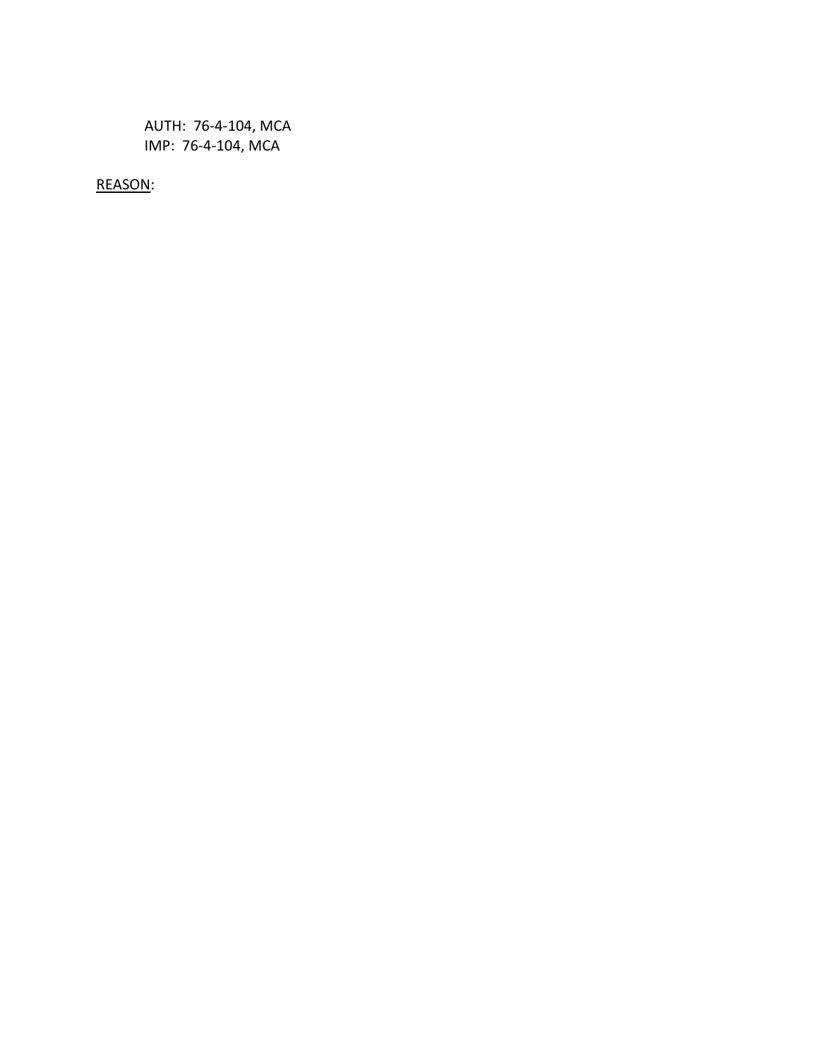AUTH: 76-4-104, MCA
IMP: 76-4-104, MCA

<u>REASON</u>: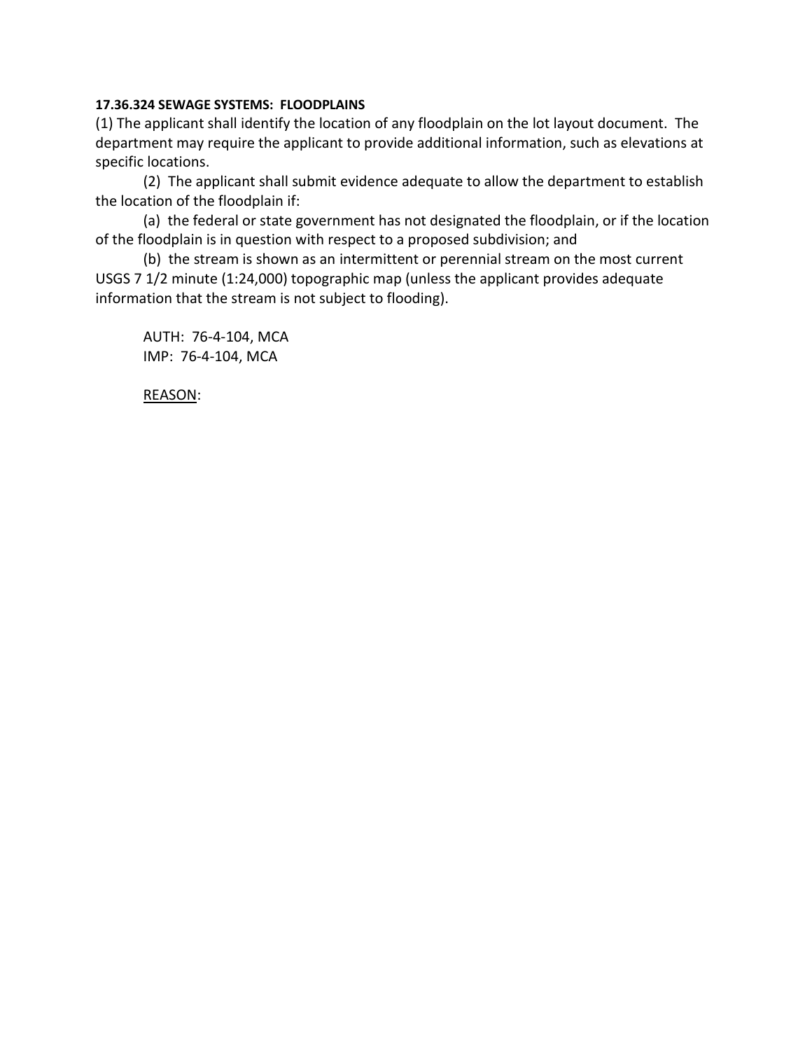**17.36.324 SEWAGE SYSTEMS: FLOODPLAINS**

(1) The applicant shall identify the location of any floodplain on the lot layout document. The department may require the applicant to provide additional information, such as elevations at specific locations.

(2) The applicant shall submit evidence adequate to allow the department to establish the location of the floodplain if:

(a) the federal or state government has not designated the floodplain, or if the location of the floodplain is in question with respect to a proposed subdivision; and

(b) the stream is shown as an intermittent or perennial stream on the most current USGS 7 1/2 minute (1:24,000) topographic map (unless the applicant provides adequate information that the stream is not subject to flooding).

AUTH: 76-4-104, MCA
IMP: 76-4-104, MCA

<u>REASON</u>: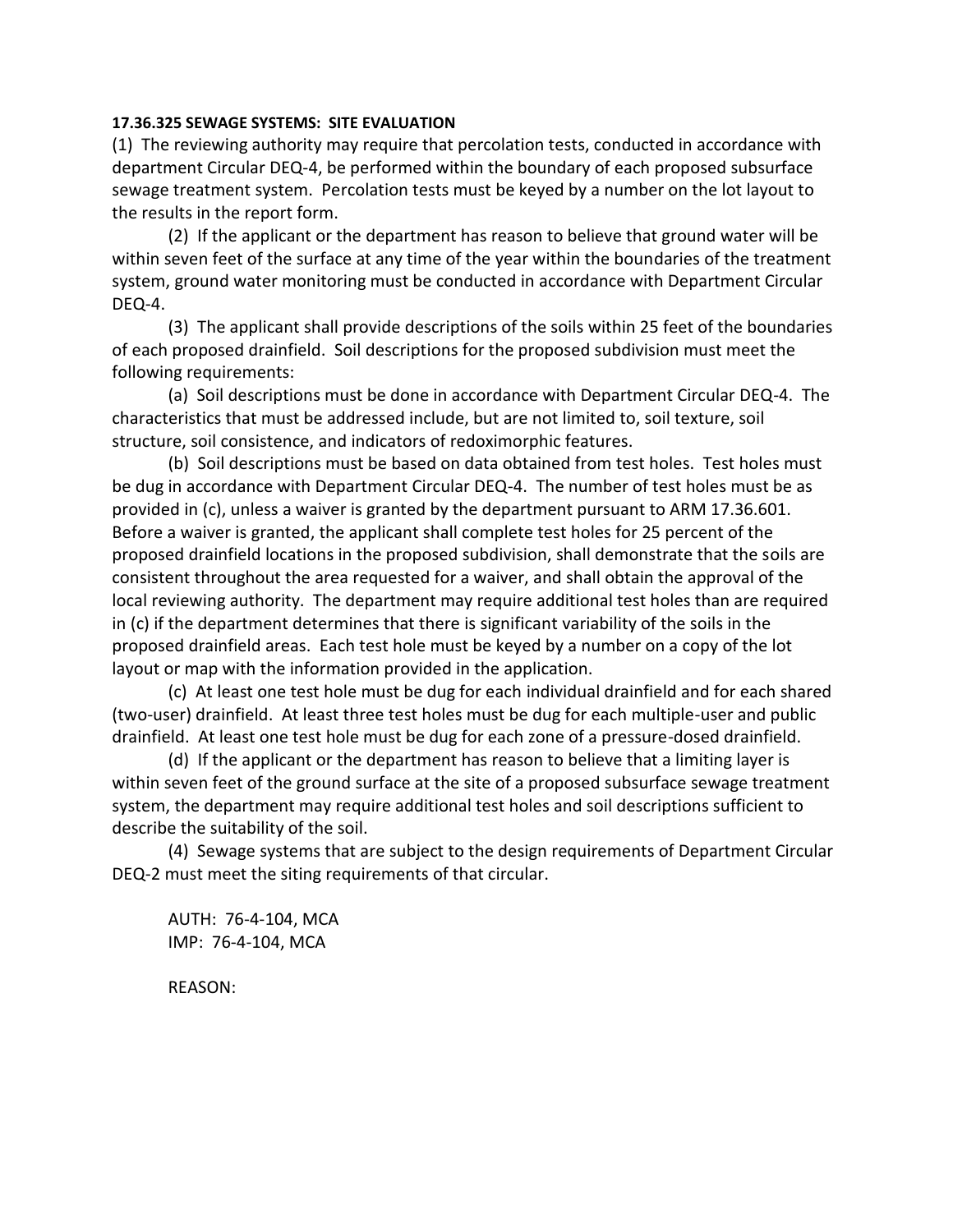**17.36.325 SEWAGE SYSTEMS: SITE EVALUATION**

(1) The reviewing authority may require that percolation tests, conducted in accordance with department Circular DEQ-4, be performed within the boundary of each proposed subsurface sewage treatment system. Percolation tests must be keyed by a number on the lot layout to the results in the report form.

(2) If the applicant or the department has reason to believe that ground water will be within seven feet of the surface at any time of the year within the boundaries of the treatment system, ground water monitoring must be conducted in accordance with Department Circular DEQ-4.

(3) The applicant shall provide descriptions of the soils within 25 feet of the boundaries of each proposed drainfield. Soil descriptions for the proposed subdivision must meet the following requirements:

(a) Soil descriptions must be done in accordance with Department Circular DEQ-4. The characteristics that must be addressed include, but are not limited to, soil texture, soil structure, soil consistence, and indicators of redoximorphic features.

(b) Soil descriptions must be based on data obtained from test holes. Test holes must be dug in accordance with Department Circular DEQ-4. The number of test holes must be as provided in (c), unless a waiver is granted by the department pursuant to ARM 17.36.601. Before a waiver is granted, the applicant shall complete test holes for 25 percent of the proposed drainfield locations in the proposed subdivision, shall demonstrate that the soils are consistent throughout the area requested for a waiver, and shall obtain the approval of the local reviewing authority. The department may require additional test holes than are required in (c) if the department determines that there is significant variability of the soils in the proposed drainfield areas. Each test hole must be keyed by a number on a copy of the lot layout or map with the information provided in the application.

(c) At least one test hole must be dug for each individual drainfield and for each shared (two-user) drainfield. At least three test holes must be dug for each multiple-user and public drainfield. At least one test hole must be dug for each zone of a pressure-dosed drainfield.

(d) If the applicant or the department has reason to believe that a limiting layer is within seven feet of the ground surface at the site of a proposed subsurface sewage treatment system, the department may require additional test holes and soil descriptions sufficient to describe the suitability of the soil.

(4) Sewage systems that are subject to the design requirements of Department Circular DEQ-2 must meet the siting requirements of that circular.

AUTH: 76-4-104, MCA
IMP: 76-4-104, MCA

REASON: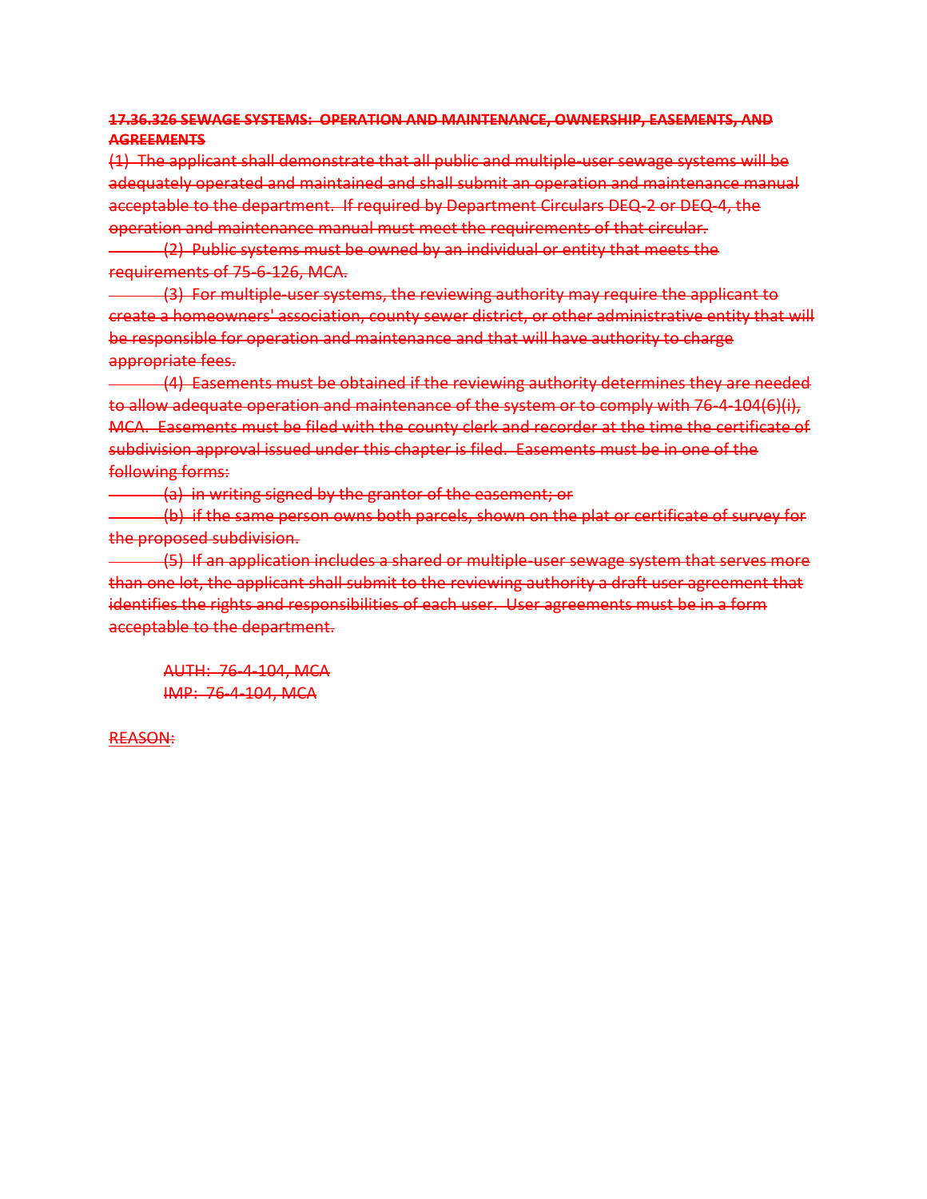~~**17.36.326 SEWAGE SYSTEMS: OPERATION AND MAINTENANCE, OWNERSHIP, EASEMENTS, AND AGREEMENTS**~~

~~(1) The applicant shall demonstrate that all public and multiple-user sewage systems will be adequately operated and maintained and shall submit an operation and maintenance manual acceptable to the department. If required by Department Circulars DEQ-2 or DEQ-4, the operation and maintenance manual must meet the requirements of that circular.~~

~~(2) Public systems must be owned by an individual or entity that meets the requirements of 75-6-126, MCA.~~

~~(3) For multiple-user systems, the reviewing authority may require the applicant to create a homeowners' association, county sewer district, or other administrative entity that will be responsible for operation and maintenance and that will have authority to charge appropriate fees.~~

~~(4) Easements must be obtained if the reviewing authority determines they are needed to allow adequate operation and maintenance of the system or to comply with 76-4-104(6)(i), MCA. Easements must be filed with the county clerk and recorder at the time the certificate of subdivision approval issued under this chapter is filed. Easements must be in one of the following forms:~~

~~(a) in writing signed by the grantor of the easement; or~~

~~(b) if the same person owns both parcels, shown on the plat or certificate of survey for the proposed subdivision.~~

~~(5) If an application includes a shared or multiple-user sewage system that serves more than one lot, the applicant shall submit to the reviewing authority a draft user agreement that identifies the rights and responsibilities of each user. User agreements must be in a form acceptable to the department.~~

~~AUTH: 76-4-104, MCA~~
~~IMP: 76-4-104, MCA~~

REASON: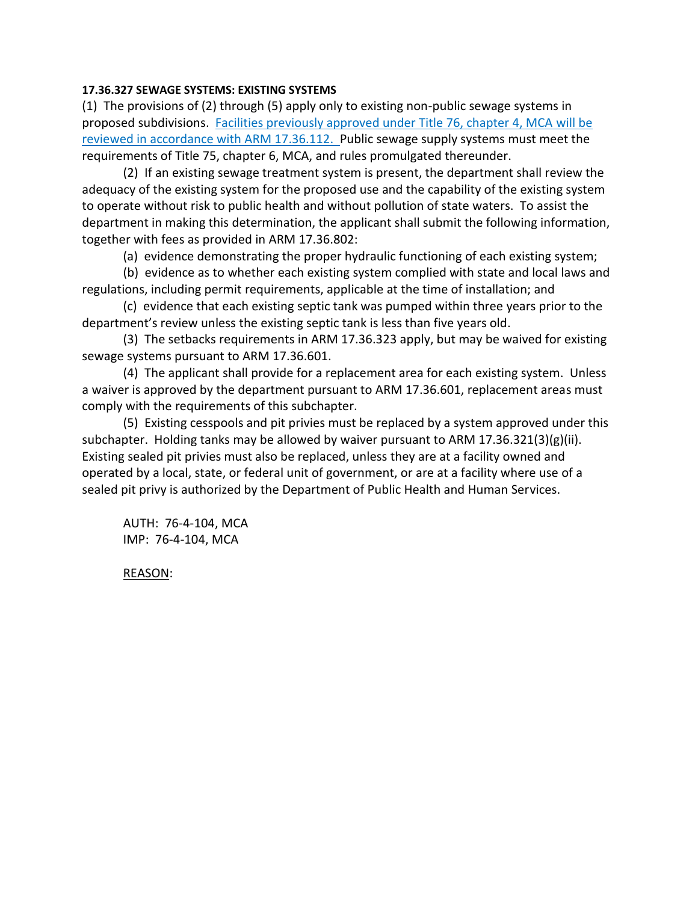**17.36.327 SEWAGE SYSTEMS: EXISTING SYSTEMS**

(1) The provisions of (2) through (5) apply only to existing non-public sewage systems in proposed subdivisions. Facilities previously approved under Title 76, chapter 4, MCA will be reviewed in accordance with ARM 17.36.112. Public sewage supply systems must meet the requirements of Title 75, chapter 6, MCA, and rules promulgated thereunder.

(2) If an existing sewage treatment system is present, the department shall review the adequacy of the existing system for the proposed use and the capability of the existing system to operate without risk to public health and without pollution of state waters. To assist the department in making this determination, the applicant shall submit the following information, together with fees as provided in ARM 17.36.802:

(a) evidence demonstrating the proper hydraulic functioning of each existing system;

(b) evidence as to whether each existing system complied with state and local laws and regulations, including permit requirements, applicable at the time of installation; and

(c) evidence that each existing septic tank was pumped within three years prior to the department's review unless the existing septic tank is less than five years old.

(3) The setbacks requirements in ARM 17.36.323 apply, but may be waived for existing sewage systems pursuant to ARM 17.36.601.

(4) The applicant shall provide for a replacement area for each existing system. Unless a waiver is approved by the department pursuant to ARM 17.36.601, replacement areas must comply with the requirements of this subchapter.

(5) Existing cesspools and pit privies must be replaced by a system approved under this subchapter. Holding tanks may be allowed by waiver pursuant to ARM 17.36.321(3)(g)(ii). Existing sealed pit privies must also be replaced, unless they are at a facility owned and operated by a local, state, or federal unit of government, or are at a facility where use of a sealed pit privy is authorized by the Department of Public Health and Human Services.

AUTH: 76-4-104, MCA
IMP: 76-4-104, MCA

REASON: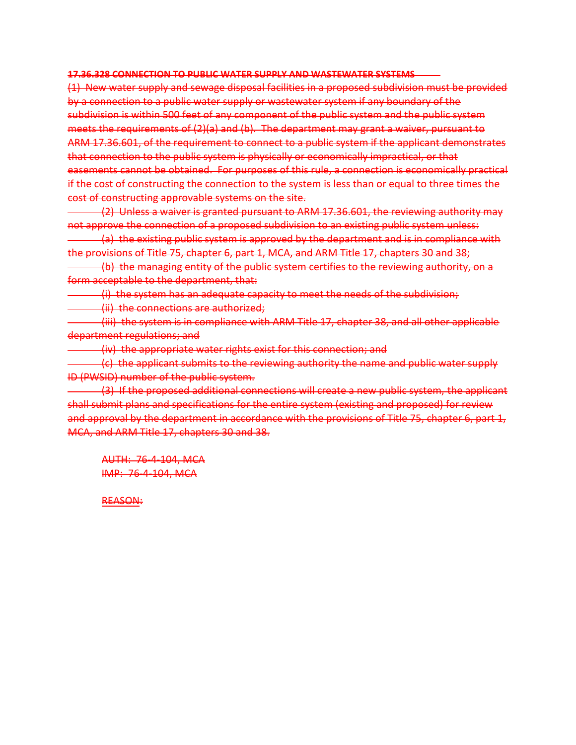~~**17.36.328 CONNECTION TO PUBLIC WATER SUPPLY AND WASTEWATER SYSTEMS**~~

~~(1) New water supply and sewage disposal facilities in a proposed subdivision must be provided by a connection to a public water supply or wastewater system if any boundary of the subdivision is within 500 feet of any component of the public system and the public system meets the requirements of (2)(a) and (b). The department may grant a waiver, pursuant to ARM 17.36.601, of the requirement to connect to a public system if the applicant demonstrates that connection to the public system is physically or economically impractical, or that easements cannot be obtained. For purposes of this rule, a connection is economically practical if the cost of constructing the connection to the system is less than or equal to three times the cost of constructing approvable systems on the site.~~

~~(2) Unless a waiver is granted pursuant to ARM 17.36.601, the reviewing authority may not approve the connection of a proposed subdivision to an existing public system unless:~~

~~(a) the existing public system is approved by the department and is in compliance with the provisions of Title 75, chapter 6, part 1, MCA, and ARM Title 17, chapters 30 and 38;~~

~~(b) the managing entity of the public system certifies to the reviewing authority, on a form acceptable to the department, that:~~

~~(i) the system has an adequate capacity to meet the needs of the subdivision;~~

~~(ii) the connections are authorized;~~

~~(iii) the system is in compliance with ARM Title 17, chapter 38, and all other applicable department regulations; and~~

~~(iv) the appropriate water rights exist for this connection; and~~

~~(c) the applicant submits to the reviewing authority the name and public water supply ID (PWSID) number of the public system.~~

~~(3) If the proposed additional connections will create a new public system, the applicant shall submit plans and specifications for the entire system (existing and proposed) for review and approval by the department in accordance with the provisions of Title 75, chapter 6, part 1, MCA, and ARM Title 17, chapters 30 and 38.~~

~~AUTH: 76-4-104, MCA~~
~~IMP: 76-4-104, MCA~~

~~REASON:~~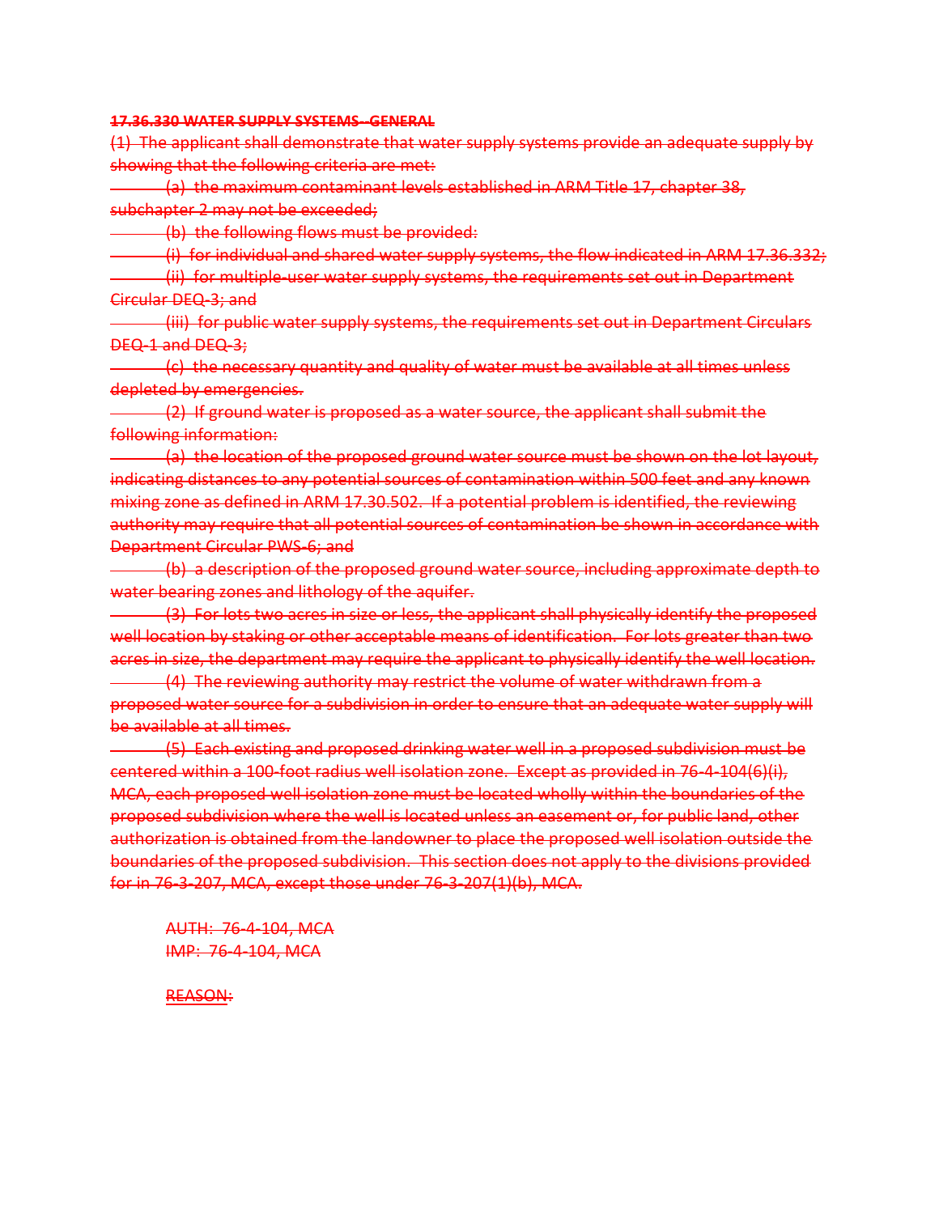~~**17.36.330 WATER SUPPLY SYSTEMS--GENERAL**~~

~~(1) The applicant shall demonstrate that water supply systems provide an adequate supply by showing that the following criteria are met:~~

~~(a) the maximum contaminant levels established in ARM Title 17, chapter 38, subchapter 2 may not be exceeded;~~

~~(b) the following flows must be provided:~~

~~(i) for individual and shared water supply systems, the flow indicated in ARM 17.36.332;~~

~~(ii) for multiple-user water supply systems, the requirements set out in Department Circular DEQ-3; and~~

~~(iii) for public water supply systems, the requirements set out in Department Circulars DEQ-1 and DEQ-3;~~

~~(c) the necessary quantity and quality of water must be available at all times unless depleted by emergencies.~~

~~(2) If ground water is proposed as a water source, the applicant shall submit the following information:~~

~~(a) the location of the proposed ground water source must be shown on the lot layout, indicating distances to any potential sources of contamination within 500 feet and any known mixing zone as defined in ARM 17.30.502. If a potential problem is identified, the reviewing authority may require that all potential sources of contamination be shown in accordance with Department Circular PWS-6; and~~

~~(b) a description of the proposed ground water source, including approximate depth to water bearing zones and lithology of the aquifer.~~

~~(3) For lots two acres in size or less, the applicant shall physically identify the proposed well location by staking or other acceptable means of identification. For lots greater than two acres in size, the department may require the applicant to physically identify the well location.~~

~~(4) The reviewing authority may restrict the volume of water withdrawn from a proposed water source for a subdivision in order to ensure that an adequate water supply will be available at all times.~~

~~(5) Each existing and proposed drinking water well in a proposed subdivision must be centered within a 100-foot radius well isolation zone. Except as provided in 76-4-104(6)(i), MCA, each proposed well isolation zone must be located wholly within the boundaries of the proposed subdivision where the well is located unless an easement or, for public land, other authorization is obtained from the landowner to place the proposed well isolation outside the boundaries of the proposed subdivision. This section does not apply to the divisions provided for in 76-3-207, MCA, except those under 76-3-207(1)(b), MCA.~~

~~AUTH: 76-4-104, MCA~~
~~IMP: 76-4-104, MCA~~

~~REASON:~~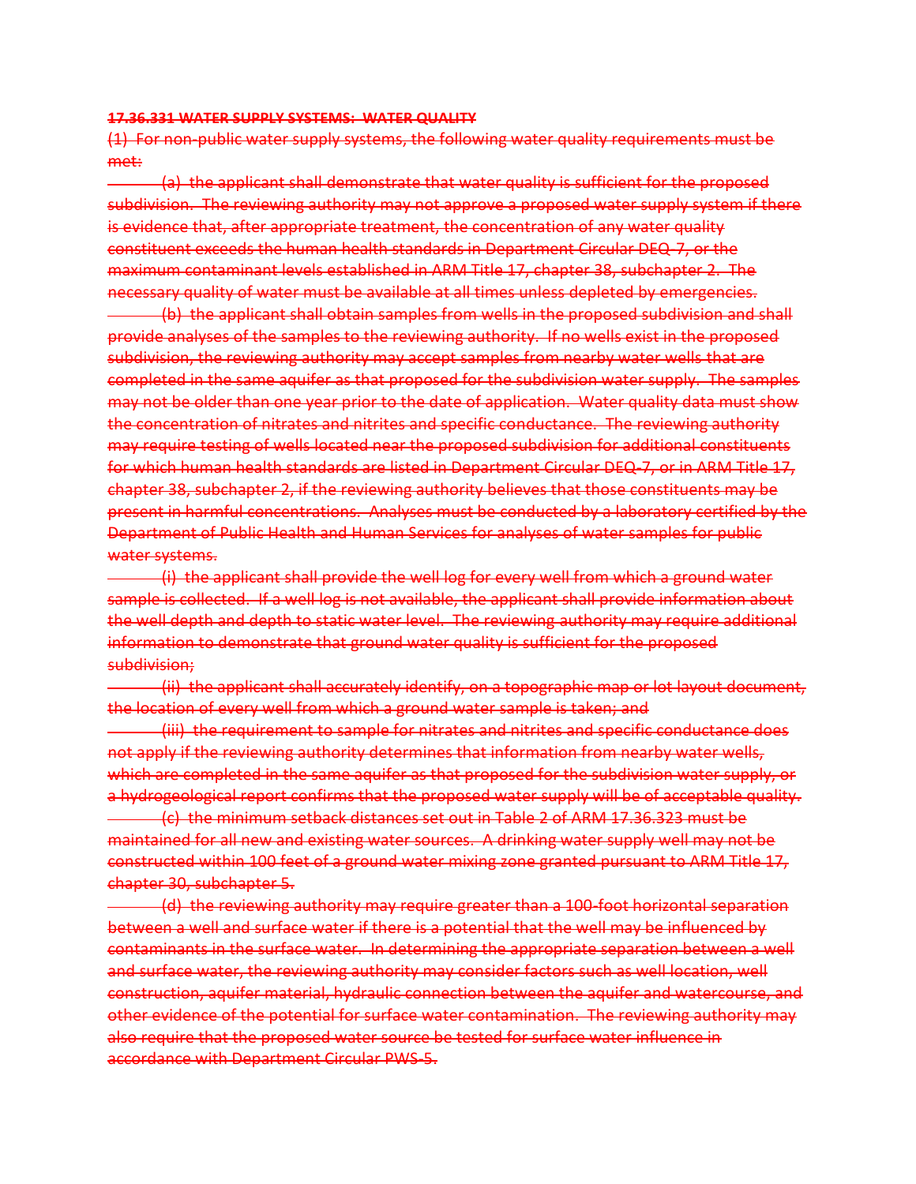~~**17.36.331 WATER SUPPLY SYSTEMS: WATER QUALITY**~~

~~(1) For non-public water supply systems, the following water quality requirements must be met:~~

~~(a) the applicant shall demonstrate that water quality is sufficient for the proposed subdivision. The reviewing authority may not approve a proposed water supply system if there is evidence that, after appropriate treatment, the concentration of any water quality constituent exceeds the human health standards in Department Circular DEQ-7, or the maximum contaminant levels established in ARM Title 17, chapter 38, subchapter 2. The necessary quality of water must be available at all times unless depleted by emergencies.~~

~~(b) the applicant shall obtain samples from wells in the proposed subdivision and shall provide analyses of the samples to the reviewing authority. If no wells exist in the proposed subdivision, the reviewing authority may accept samples from nearby water wells that are completed in the same aquifer as that proposed for the subdivision water supply. The samples may not be older than one year prior to the date of application. Water quality data must show the concentration of nitrates and nitrites and specific conductance. The reviewing authority may require testing of wells located near the proposed subdivision for additional constituents for which human health standards are listed in Department Circular DEQ-7, or in ARM Title 17, chapter 38, subchapter 2, if the reviewing authority believes that those constituents may be present in harmful concentrations. Analyses must be conducted by a laboratory certified by the Department of Public Health and Human Services for analyses of water samples for public water systems.~~

~~(i) the applicant shall provide the well log for every well from which a ground water sample is collected. If a well log is not available, the applicant shall provide information about the well depth and depth to static water level. The reviewing authority may require additional information to demonstrate that ground water quality is sufficient for the proposed subdivision;~~

~~(ii) the applicant shall accurately identify, on a topographic map or lot layout document, the location of every well from which a ground water sample is taken; and~~

~~(iii) the requirement to sample for nitrates and nitrites and specific conductance does not apply if the reviewing authority determines that information from nearby water wells, which are completed in the same aquifer as that proposed for the subdivision water supply, or a hydrogeological report confirms that the proposed water supply will be of acceptable quality.~~

~~(c) the minimum setback distances set out in Table 2 of ARM 17.36.323 must be maintained for all new and existing water sources. A drinking water supply well may not be constructed within 100 feet of a ground water mixing zone granted pursuant to ARM Title 17, chapter 30, subchapter 5.~~

~~(d) the reviewing authority may require greater than a 100-foot horizontal separation between a well and surface water if there is a potential that the well may be influenced by contaminants in the surface water. In determining the appropriate separation between a well and surface water, the reviewing authority may consider factors such as well location, well construction, aquifer material, hydraulic connection between the aquifer and watercourse, and other evidence of the potential for surface water contamination. The reviewing authority may also require that the proposed water source be tested for surface water influence in accordance with Department Circular PWS-5.~~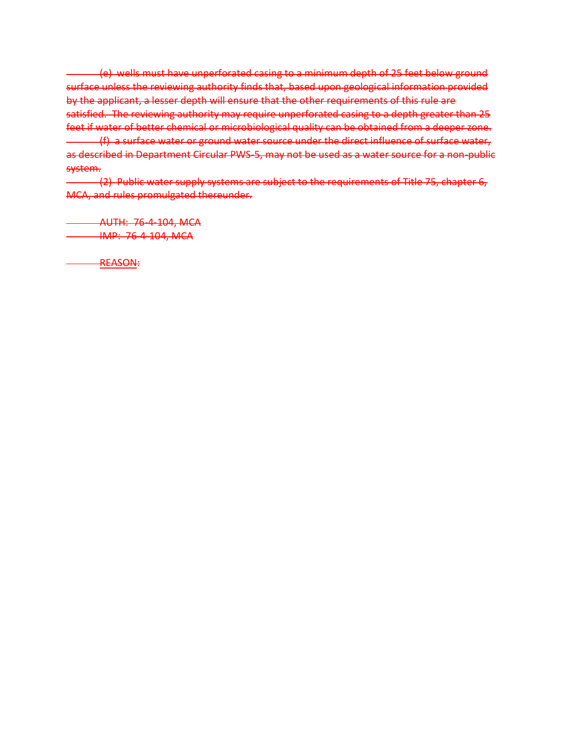~~(e) wells must have unperforated casing to a minimum depth of 25 feet below ground surface unless the reviewing authority finds that, based upon geological information provided by the applicant, a lesser depth will ensure that the other requirements of this rule are satisfied. The reviewing authority may require unperforated casing to a depth greater than 25 feet if water of better chemical or microbiological quality can be obtained from a deeper zone.~~

~~(f) a surface water or ground water source under the direct influence of surface water, as described in Department Circular PWS-5, may not be used as a water source for a non-public system.~~

~~(2) Public water supply systems are subject to the requirements of Title 75, chapter 6, MCA, and rules promulgated thereunder.~~

~~AUTH: 76-4-104, MCA~~
~~IMP: 76-4-104, MCA~~

~~REASON:~~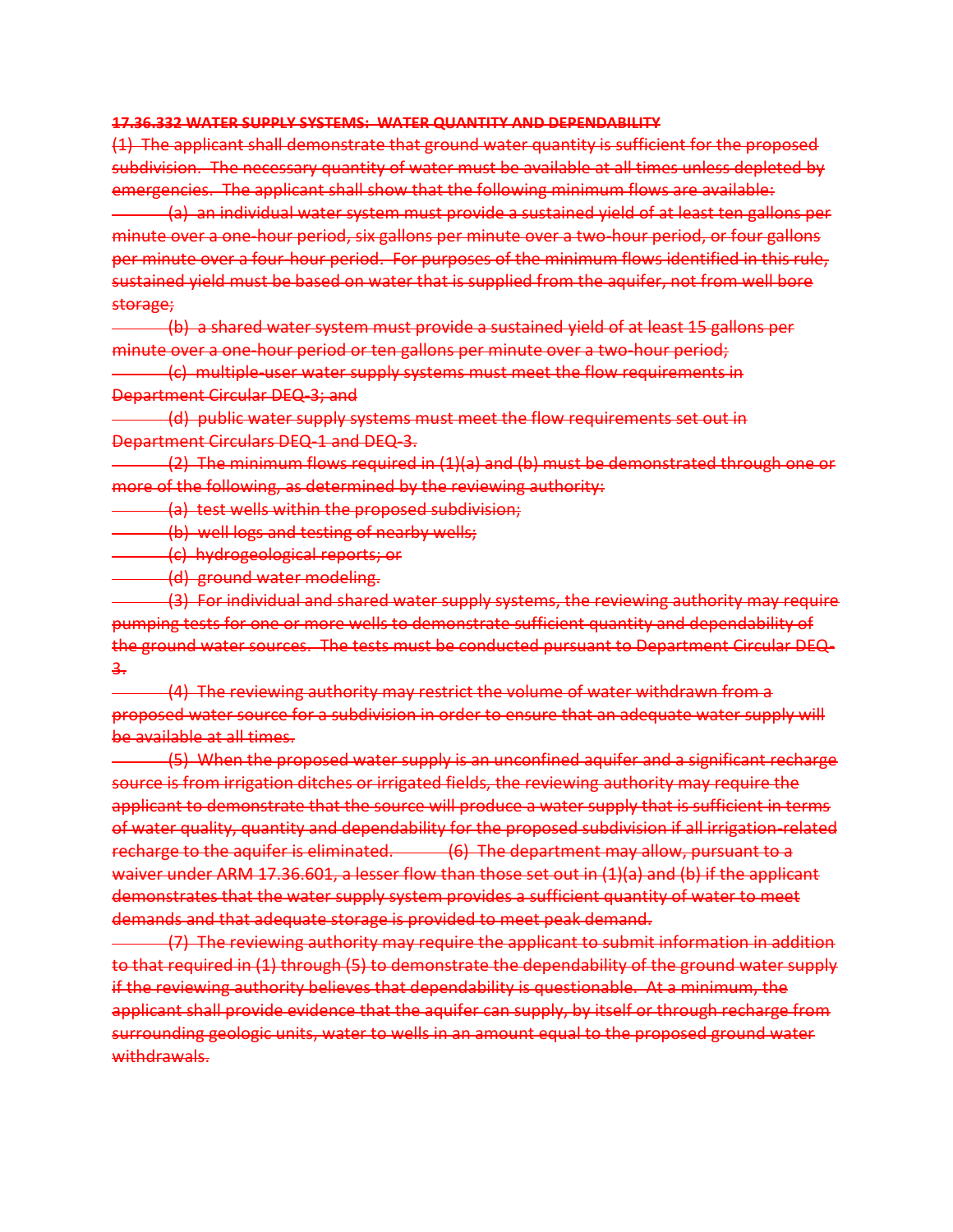~~**17.36.332 WATER SUPPLY SYSTEMS: WATER QUANTITY AND DEPENDABILITY**~~

~~(1) The applicant shall demonstrate that ground water quantity is sufficient for the proposed subdivision. The necessary quantity of water must be available at all times unless depleted by emergencies. The applicant shall show that the following minimum flows are available:~~

~~(a) an individual water system must provide a sustained yield of at least ten gallons per minute over a one-hour period, six gallons per minute over a two-hour period, or four gallons per minute over a four-hour period. For purposes of the minimum flows identified in this rule, sustained yield must be based on water that is supplied from the aquifer, not from well bore storage;~~

~~(b) a shared water system must provide a sustained yield of at least 15 gallons per minute over a one-hour period or ten gallons per minute over a two-hour period;~~

~~(c) multiple-user water supply systems must meet the flow requirements in Department Circular DEQ-3; and~~

~~(d) public water supply systems must meet the flow requirements set out in Department Circulars DEQ-1 and DEQ-3.~~

~~(2) The minimum flows required in (1)(a) and (b) must be demonstrated through one or more of the following, as determined by the reviewing authority:~~

~~(a) test wells within the proposed subdivision;~~

~~(b) well logs and testing of nearby wells;~~

~~(c) hydrogeological reports; or~~

~~(d) ground water modeling.~~

~~(3) For individual and shared water supply systems, the reviewing authority may require pumping tests for one or more wells to demonstrate sufficient quantity and dependability of the ground water sources. The tests must be conducted pursuant to Department Circular DEQ-3.~~

~~(4) The reviewing authority may restrict the volume of water withdrawn from a proposed water source for a subdivision in order to ensure that an adequate water supply will be available at all times.~~

~~(5) When the proposed water supply is an unconfined aquifer and a significant recharge source is from irrigation ditches or irrigated fields, the reviewing authority may require the applicant to demonstrate that the source will produce a water supply that is sufficient in terms of water quality, quantity and dependability for the proposed subdivision if all irrigation-related recharge to the aquifer is eliminated.~~ ~~(6) The department may allow, pursuant to a waiver under ARM 17.36.601, a lesser flow than those set out in (1)(a) and (b) if the applicant demonstrates that the water supply system provides a sufficient quantity of water to meet demands and that adequate storage is provided to meet peak demand.~~

~~(7) The reviewing authority may require the applicant to submit information in addition to that required in (1) through (5) to demonstrate the dependability of the ground water supply if the reviewing authority believes that dependability is questionable. At a minimum, the applicant shall provide evidence that the aquifer can supply, by itself or through recharge from surrounding geologic units, water to wells in an amount equal to the proposed ground water withdrawals.~~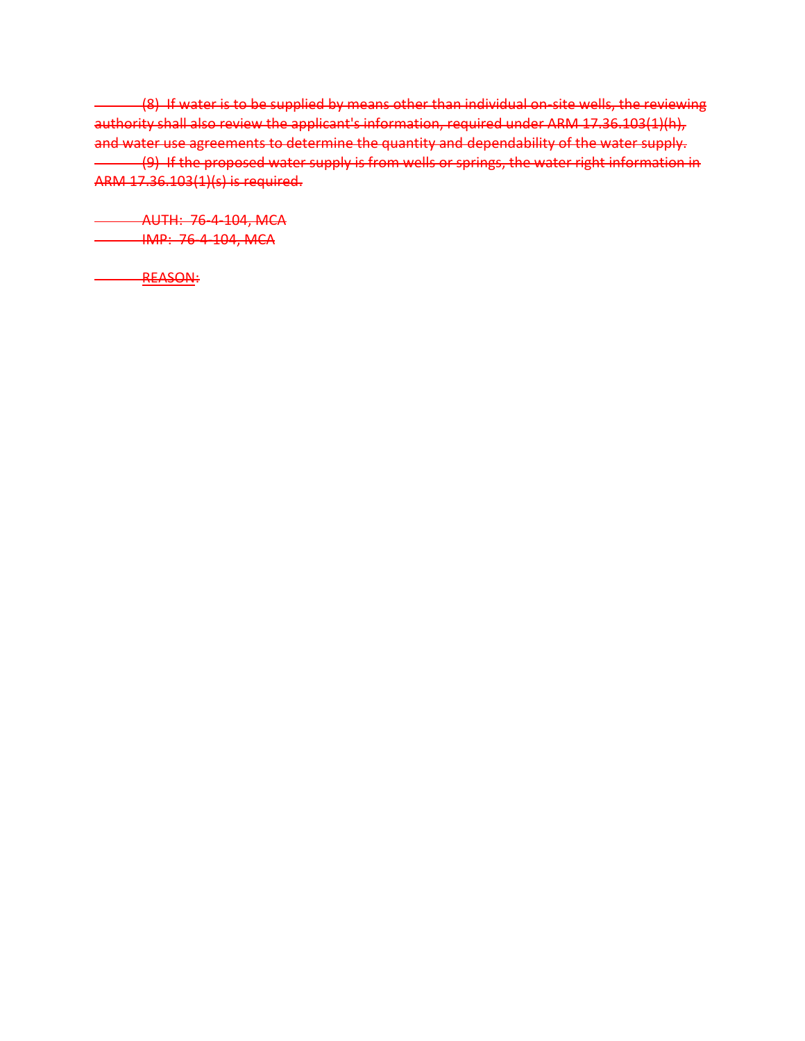~~(8) If water is to be supplied by means other than individual on-site wells, the reviewing authority shall also review the applicant's information, required under ARM 17.36.103(1)(h), and water use agreements to determine the quantity and dependability of the water supply.~~

~~(9) If the proposed water supply is from wells or springs, the water right information in ARM 17.36.103(1)(s) is required.~~

~~AUTH: 76-4-104, MCA~~
~~IMP: 76-4-104, MCA~~

~~REASON:~~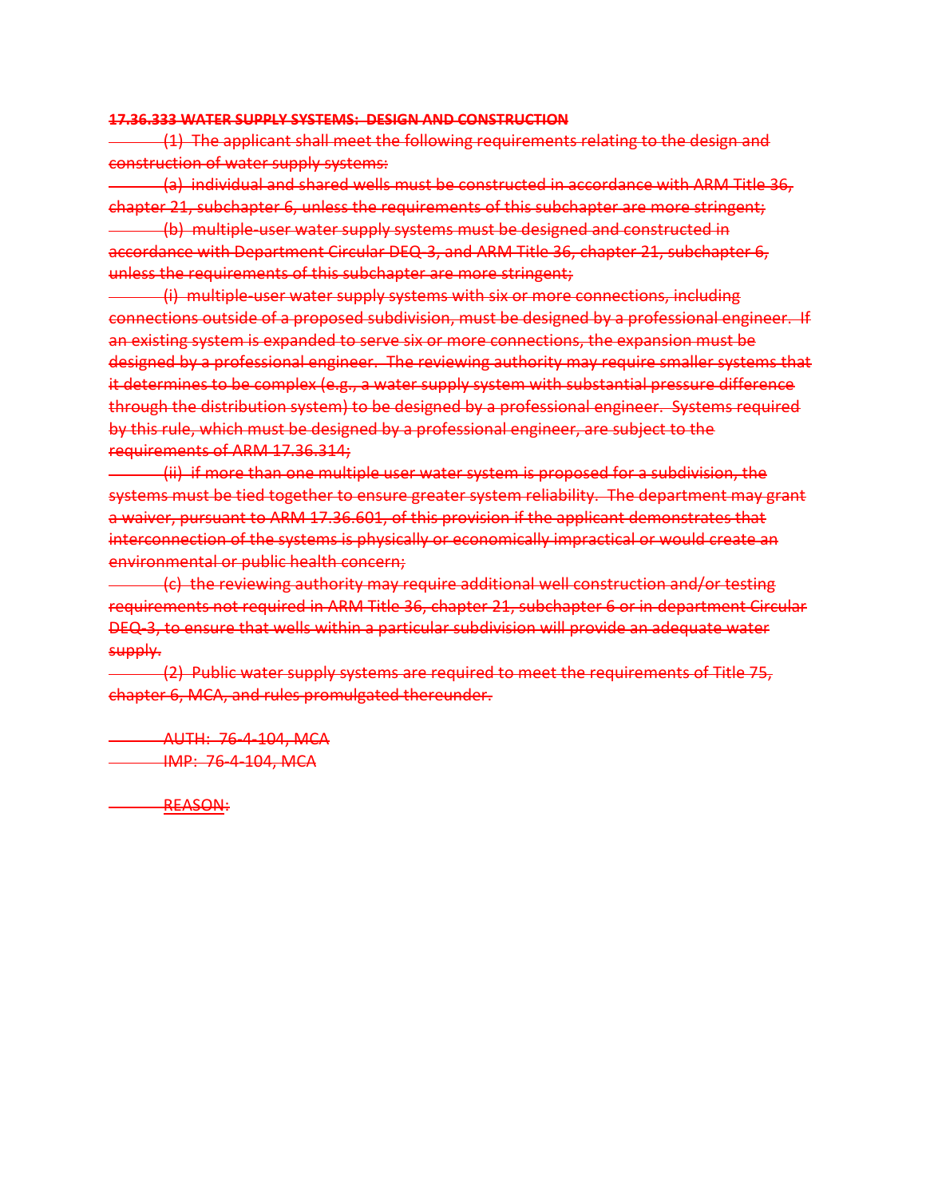~~**17.36.333 WATER SUPPLY SYSTEMS: DESIGN AND CONSTRUCTION**~~

~~(1) The applicant shall meet the following requirements relating to the design and construction of water supply systems:~~

~~(a) individual and shared wells must be constructed in accordance with ARM Title 36, chapter 21, subchapter 6, unless the requirements of this subchapter are more stringent;~~

~~(b) multiple-user water supply systems must be designed and constructed in accordance with Department Circular DEQ-3, and ARM Title 36, chapter 21, subchapter 6, unless the requirements of this subchapter are more stringent;~~

~~(i) multiple-user water supply systems with six or more connections, including connections outside of a proposed subdivision, must be designed by a professional engineer. If an existing system is expanded to serve six or more connections, the expansion must be designed by a professional engineer. The reviewing authority may require smaller systems that it determines to be complex (e.g., a water supply system with substantial pressure difference through the distribution system) to be designed by a professional engineer. Systems required by this rule, which must be designed by a professional engineer, are subject to the requirements of ARM 17.36.314;~~

~~(ii) if more than one multiple user water system is proposed for a subdivision, the systems must be tied together to ensure greater system reliability. The department may grant a waiver, pursuant to ARM 17.36.601, of this provision if the applicant demonstrates that interconnection of the systems is physically or economically impractical or would create an environmental or public health concern;~~

~~(c) the reviewing authority may require additional well construction and/or testing requirements not required in ARM Title 36, chapter 21, subchapter 6 or in department Circular DEQ-3, to ensure that wells within a particular subdivision will provide an adequate water supply.~~

~~(2) Public water supply systems are required to meet the requirements of Title 75, chapter 6, MCA, and rules promulgated thereunder.~~

~~AUTH: 76-4-104, MCA~~
~~IMP: 76-4-104, MCA~~

~~REASON:~~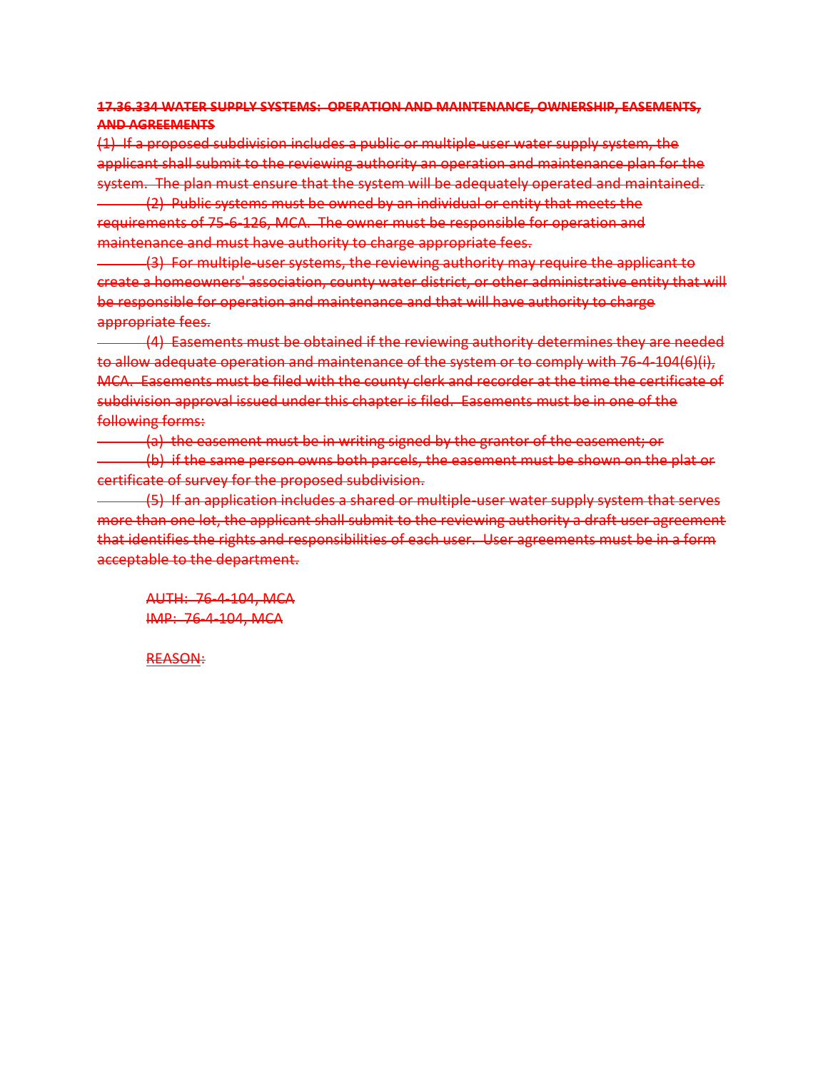~~**17.36.334 WATER SUPPLY SYSTEMS: OPERATION AND MAINTENANCE, OWNERSHIP, EASEMENTS, AND AGREEMENTS**~~

~~(1) If a proposed subdivision includes a public or multiple-user water supply system, the applicant shall submit to the reviewing authority an operation and maintenance plan for the system. The plan must ensure that the system will be adequately operated and maintained.~~

~~(2) Public systems must be owned by an individual or entity that meets the requirements of 75-6-126, MCA. The owner must be responsible for operation and maintenance and must have authority to charge appropriate fees.~~

~~(3) For multiple-user systems, the reviewing authority may require the applicant to create a homeowners' association, county water district, or other administrative entity that will be responsible for operation and maintenance and that will have authority to charge appropriate fees.~~

~~(4) Easements must be obtained if the reviewing authority determines they are needed to allow adequate operation and maintenance of the system or to comply with 76-4-104(6)(i), MCA. Easements must be filed with the county clerk and recorder at the time the certificate of subdivision approval issued under this chapter is filed. Easements must be in one of the following forms:~~

~~(a) the easement must be in writing signed by the grantor of the easement; or~~

~~(b) if the same person owns both parcels, the easement must be shown on the plat or certificate of survey for the proposed subdivision.~~

~~(5) If an application includes a shared or multiple-user water supply system that serves more than one lot, the applicant shall submit to the reviewing authority a draft user agreement that identifies the rights and responsibilities of each user. User agreements must be in a form acceptable to the department.~~

~~AUTH: 76-4-104, MCA~~
~~IMP: 76-4-104, MCA~~

REASON: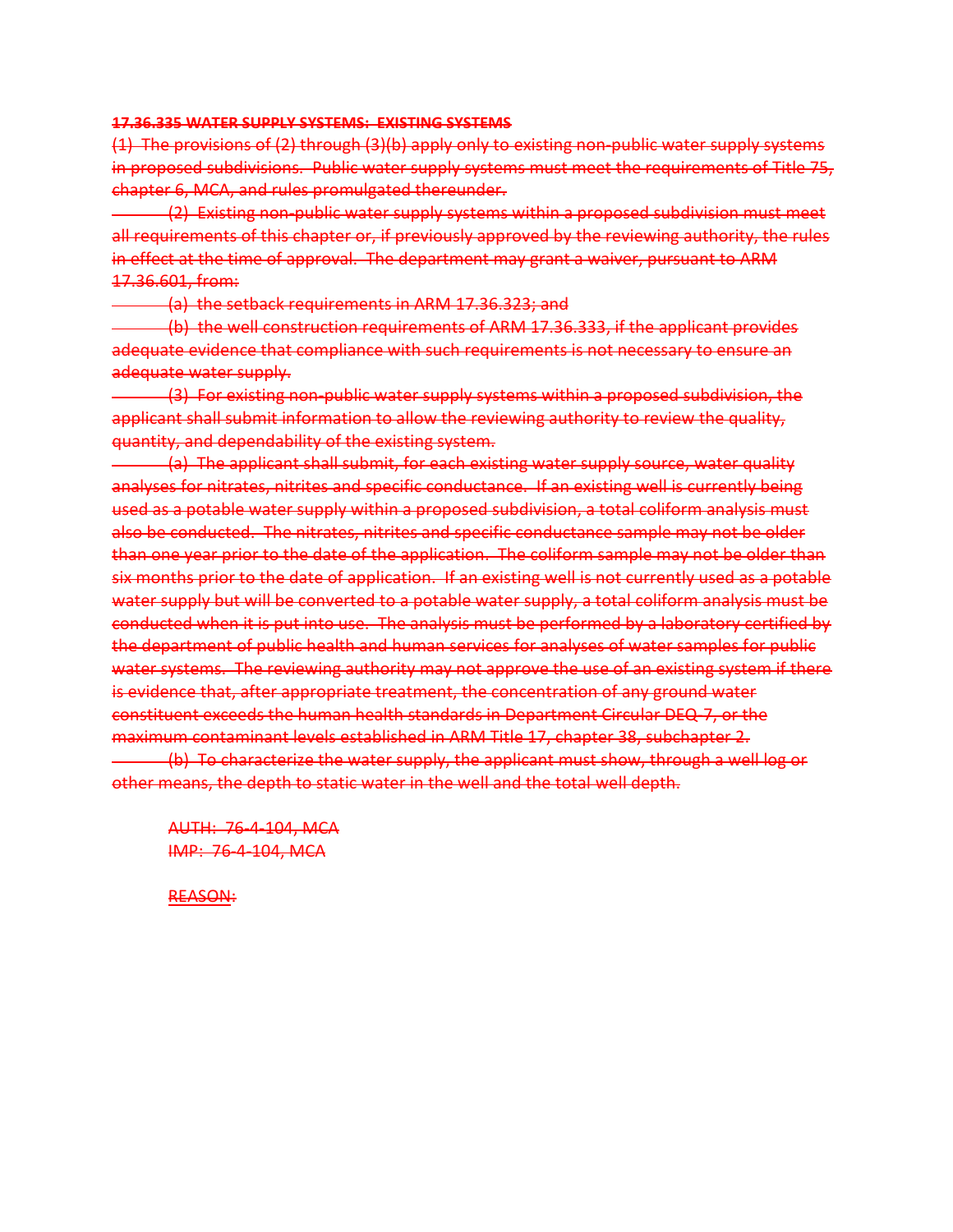~~**17.36.335 WATER SUPPLY SYSTEMS: EXISTING SYSTEMS**~~

~~(1) The provisions of (2) through (3)(b) apply only to existing non-public water supply systems in proposed subdivisions. Public water supply systems must meet the requirements of Title 75, chapter 6, MCA, and rules promulgated thereunder.~~

~~(2) Existing non-public water supply systems within a proposed subdivision must meet all requirements of this chapter or, if previously approved by the reviewing authority, the rules in effect at the time of approval. The department may grant a waiver, pursuant to ARM 17.36.601, from:~~

~~(a) the setback requirements in ARM 17.36.323; and~~

~~(b) the well construction requirements of ARM 17.36.333, if the applicant provides adequate evidence that compliance with such requirements is not necessary to ensure an adequate water supply.~~

~~(3) For existing non-public water supply systems within a proposed subdivision, the applicant shall submit information to allow the reviewing authority to review the quality, quantity, and dependability of the existing system.~~

~~(a) The applicant shall submit, for each existing water supply source, water quality analyses for nitrates, nitrites and specific conductance. If an existing well is currently being used as a potable water supply within a proposed subdivision, a total coliform analysis must also be conducted. The nitrates, nitrites and specific conductance sample may not be older than one year prior to the date of the application. The coliform sample may not be older than six months prior to the date of application. If an existing well is not currently used as a potable water supply but will be converted to a potable water supply, a total coliform analysis must be conducted when it is put into use. The analysis must be performed by a laboratory certified by the department of public health and human services for analyses of water samples for public water systems. The reviewing authority may not approve the use of an existing system if there is evidence that, after appropriate treatment, the concentration of any ground water constituent exceeds the human health standards in Department Circular DEQ-7, or the maximum contaminant levels established in ARM Title 17, chapter 38, subchapter 2.~~

~~(b) To characterize the water supply, the applicant must show, through a well log or other means, the depth to static water in the well and the total well depth.~~

~~AUTH: 76-4-104, MCA~~
~~IMP: 76-4-104, MCA~~

~~REASON:~~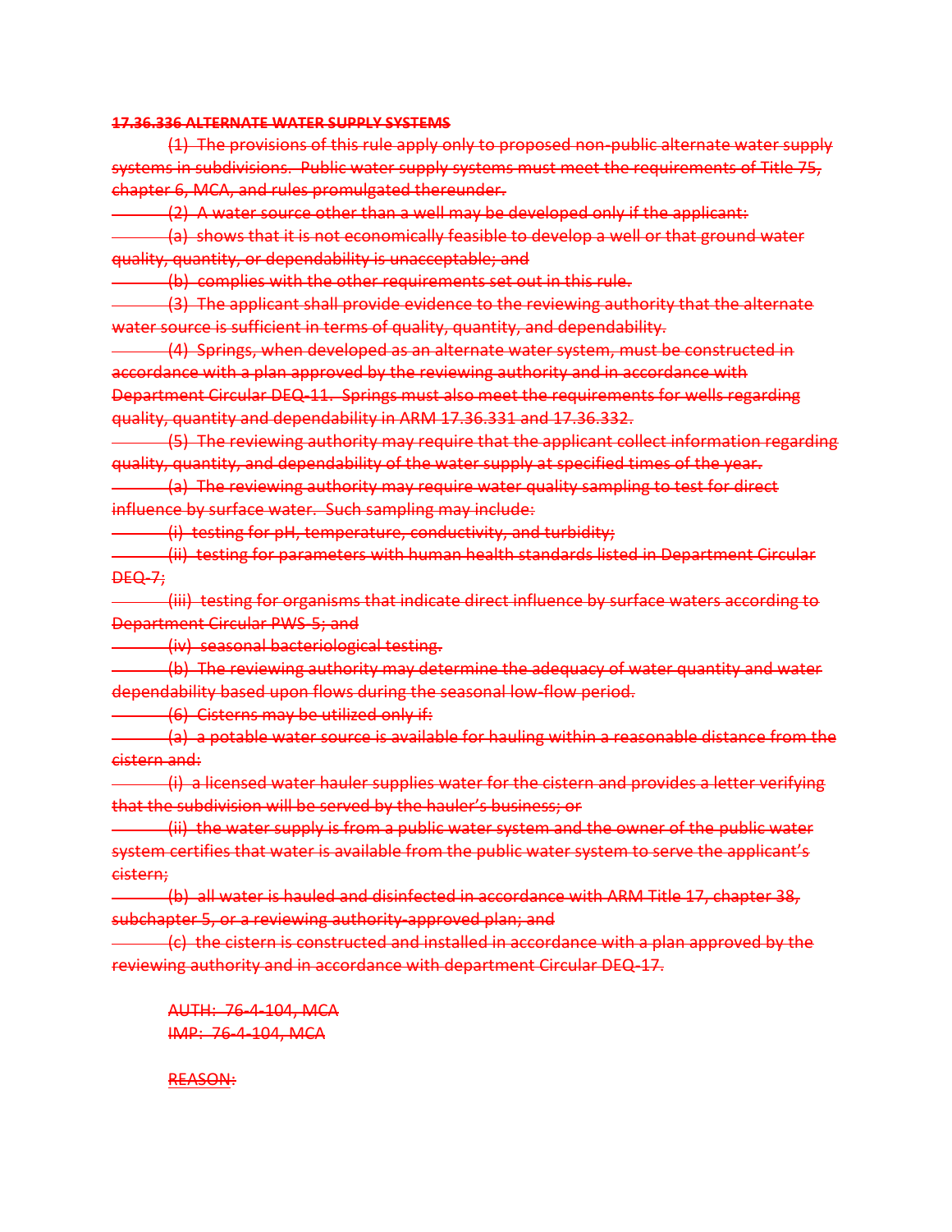~~**17.36.336 ALTERNATE WATER SUPPLY SYSTEMS**~~

~~(1) The provisions of this rule apply only to proposed non-public alternate water supply systems in subdivisions. Public water supply systems must meet the requirements of Title 75, chapter 6, MCA, and rules promulgated thereunder.~~

~~(2) A water source other than a well may be developed only if the applicant:~~

~~(a) shows that it is not economically feasible to develop a well or that ground water quality, quantity, or dependability is unacceptable; and~~

~~(b) complies with the other requirements set out in this rule.~~

~~(3) The applicant shall provide evidence to the reviewing authority that the alternate water source is sufficient in terms of quality, quantity, and dependability.~~

~~(4) Springs, when developed as an alternate water system, must be constructed in accordance with a plan approved by the reviewing authority and in accordance with Department Circular DEQ-11. Springs must also meet the requirements for wells regarding quality, quantity and dependability in ARM 17.36.331 and 17.36.332.~~

~~(5) The reviewing authority may require that the applicant collect information regarding quality, quantity, and dependability of the water supply at specified times of the year.~~

~~(a) The reviewing authority may require water quality sampling to test for direct influence by surface water. Such sampling may include:~~

~~(i) testing for pH, temperature, conductivity, and turbidity;~~

~~(ii) testing for parameters with human health standards listed in Department Circular DEQ-7;~~

~~(iii) testing for organisms that indicate direct influence by surface waters according to Department Circular PWS-5; and~~

~~(iv) seasonal bacteriological testing.~~

~~(b) The reviewing authority may determine the adequacy of water quantity and water dependability based upon flows during the seasonal low-flow period.~~

~~(6) Cisterns may be utilized only if:~~

~~(a) a potable water source is available for hauling within a reasonable distance from the cistern and:~~

~~(i) a licensed water hauler supplies water for the cistern and provides a letter verifying that the subdivision will be served by the hauler's business; or~~

~~(ii) the water supply is from a public water system and the owner of the public water system certifies that water is available from the public water system to serve the applicant's cistern;~~

~~(b) all water is hauled and disinfected in accordance with ARM Title 17, chapter 38, subchapter 5, or a reviewing authority-approved plan; and~~

~~(c) the cistern is constructed and installed in accordance with a plan approved by the reviewing authority and in accordance with department Circular DEQ-17.~~

~~AUTH: 76-4-104, MCA~~
~~IMP: 76-4-104, MCA~~

~~REASON:~~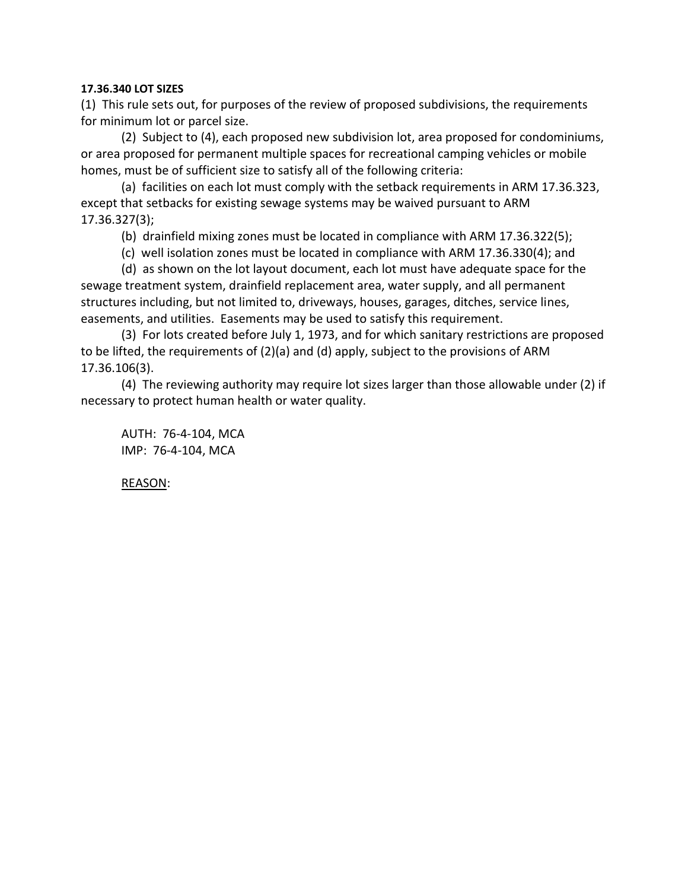**17.36.340 LOT SIZES**

(1) This rule sets out, for purposes of the review of proposed subdivisions, the requirements for minimum lot or parcel size.

(2) Subject to (4), each proposed new subdivision lot, area proposed for condominiums, or area proposed for permanent multiple spaces for recreational camping vehicles or mobile homes, must be of sufficient size to satisfy all of the following criteria:

(a) facilities on each lot must comply with the setback requirements in ARM 17.36.323, except that setbacks for existing sewage systems may be waived pursuant to ARM 17.36.327(3);

(b) drainfield mixing zones must be located in compliance with ARM 17.36.322(5);

(c) well isolation zones must be located in compliance with ARM 17.36.330(4); and

(d) as shown on the lot layout document, each lot must have adequate space for the sewage treatment system, drainfield replacement area, water supply, and all permanent structures including, but not limited to, driveways, houses, garages, ditches, service lines, easements, and utilities. Easements may be used to satisfy this requirement.

(3) For lots created before July 1, 1973, and for which sanitary restrictions are proposed to be lifted, the requirements of (2)(a) and (d) apply, subject to the provisions of ARM 17.36.106(3).

(4) The reviewing authority may require lot sizes larger than those allowable under (2) if necessary to protect human health or water quality.

AUTH: 76-4-104, MCA
IMP: 76-4-104, MCA

<u>REASON</u>: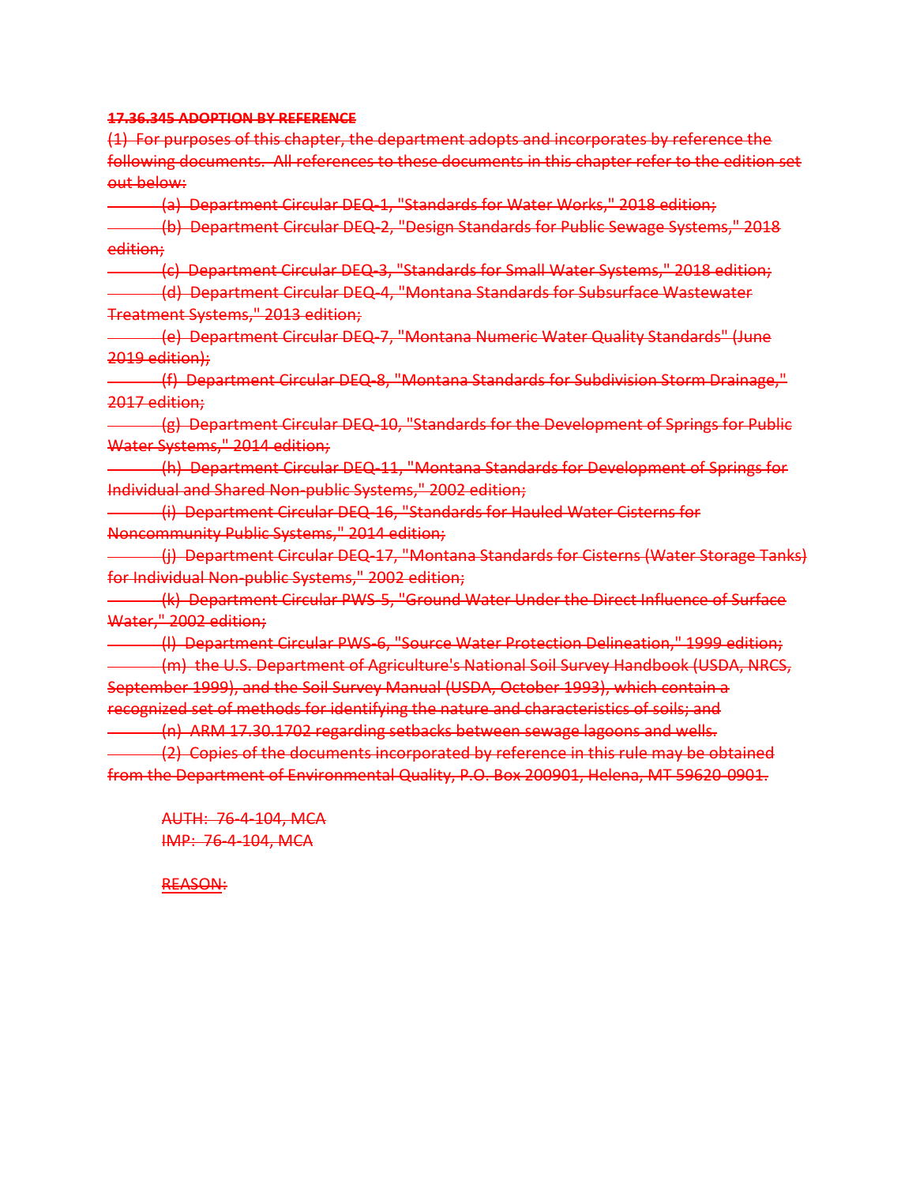~~**17.36.345 ADOPTION BY REFERENCE**~~

~~(1) For purposes of this chapter, the department adopts and incorporates by reference the following documents. All references to these documents in this chapter refer to the edition set out below:~~

~~(a) Department Circular DEQ-1, "Standards for Water Works," 2018 edition;~~

~~(b) Department Circular DEQ-2, "Design Standards for Public Sewage Systems," 2018 edition;~~

~~(c) Department Circular DEQ-3, "Standards for Small Water Systems," 2018 edition;~~

~~(d) Department Circular DEQ-4, "Montana Standards for Subsurface Wastewater Treatment Systems," 2013 edition;~~

~~(e) Department Circular DEQ-7, "Montana Numeric Water Quality Standards" (June 2019 edition);~~

~~(f) Department Circular DEQ-8, "Montana Standards for Subdivision Storm Drainage," 2017 edition;~~

~~(g) Department Circular DEQ-10, "Standards for the Development of Springs for Public Water Systems," 2014 edition;~~

~~(h) Department Circular DEQ-11, "Montana Standards for Development of Springs for Individual and Shared Non-public Systems," 2002 edition;~~

~~(i) Department Circular DEQ-16, "Standards for Hauled Water Cisterns for Noncommunity Public Systems," 2014 edition;~~

~~(j) Department Circular DEQ-17, "Montana Standards for Cisterns (Water Storage Tanks) for Individual Non-public Systems," 2002 edition;~~

~~(k) Department Circular PWS-5, "Ground Water Under the Direct Influence of Surface Water," 2002 edition;~~

~~(l) Department Circular PWS-6, "Source Water Protection Delineation," 1999 edition;~~

~~(m) the U.S. Department of Agriculture's National Soil Survey Handbook (USDA, NRCS, September 1999), and the Soil Survey Manual (USDA, October 1993), which contain a recognized set of methods for identifying the nature and characteristics of soils; and~~

~~(n) ARM 17.30.1702 regarding setbacks between sewage lagoons and wells.~~

~~(2) Copies of the documents incorporated by reference in this rule may be obtained from the Department of Environmental Quality, P.O. Box 200901, Helena, MT 59620-0901.~~

~~AUTH: 76-4-104, MCA~~
~~IMP: 76-4-104, MCA~~

~~REASON:~~